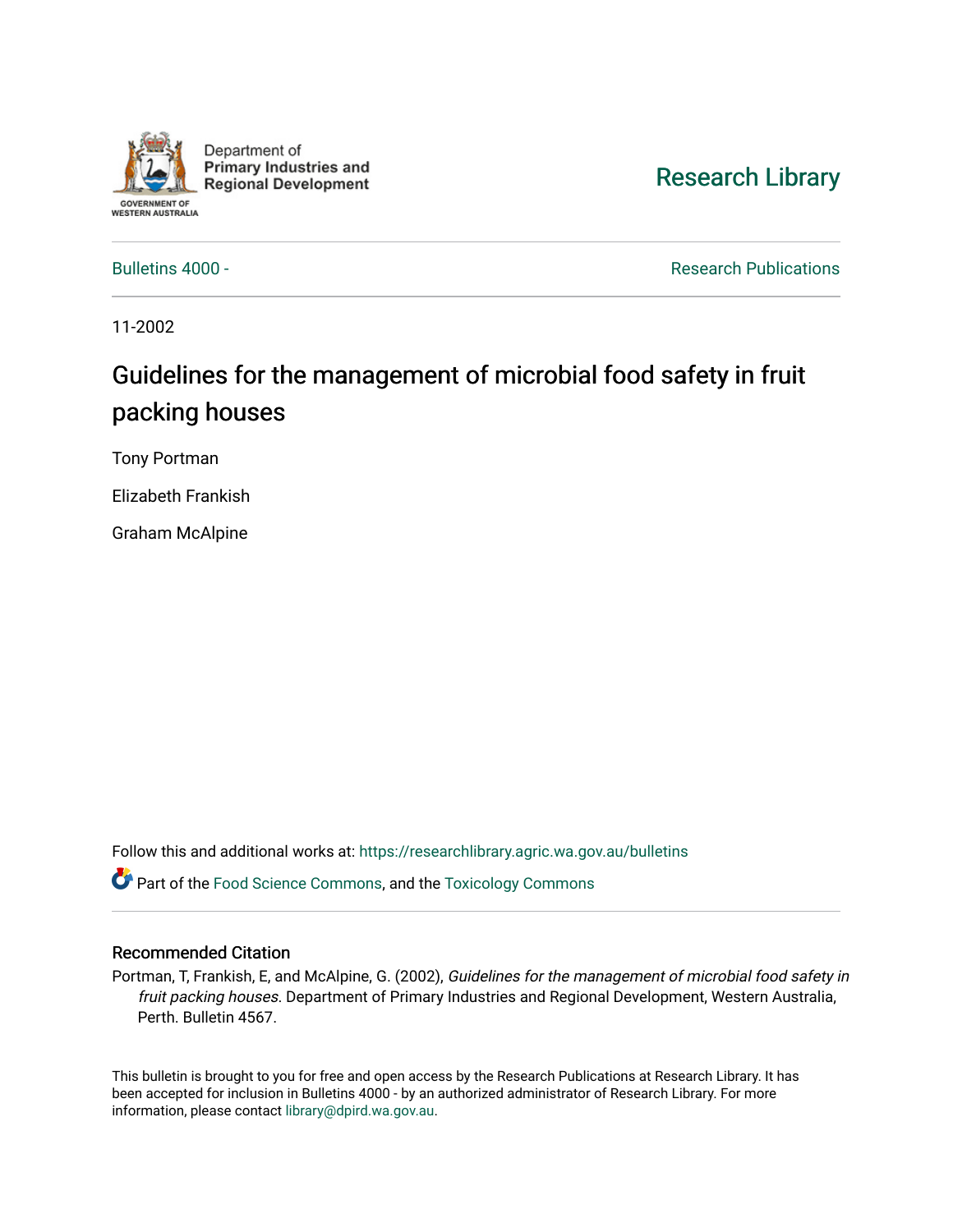Department of Primary Industries and Regional Development

GOVERNMENT OF WESTERN AUSTRALIA

Research Library

Bulletins 4000 -

Research Publications

11-2002

# Guidelines for the management of microbial food safety in fruit packing houses

Tony Portman

Elizabeth Frankish

Graham McAlpine

Follow this and additional works at: https://researchlibrary.agric.wa.gov.au/bulletins

Part of the Food Science Commons, and the Toxicology Commons

## Recommended Citation

Portman, T, Frankish, E, and McAlpine, G. (2002), *Guidelines for the management of microbial food safety in fruit packing houses*. Department of Primary Industries and Regional Development, Western Australia, Perth. Bulletin 4567.

This bulletin is brought to you for free and open access by the Research Publications at Research Library. It has been accepted for inclusion in Bulletins 4000 - by an authorized administrator of Research Library. For more information, please contact library@dpird.wa.gov.au.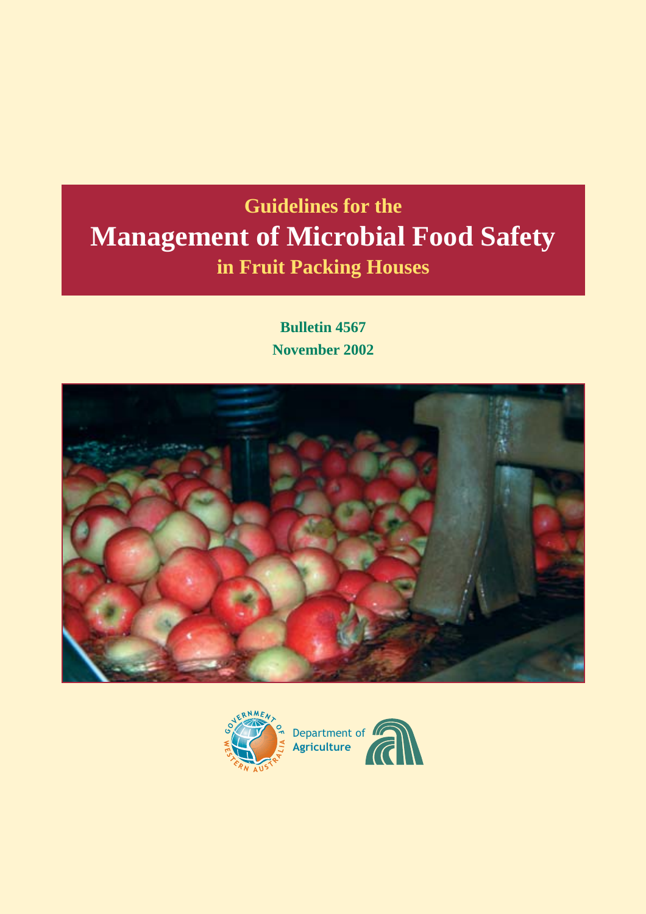# Guidelines for the

# Management of Microbial Food Safety

## in Fruit Packing Houses

**Bulletin 4567**

**November 2002**

Government of Western Australia

Department of **Agriculture**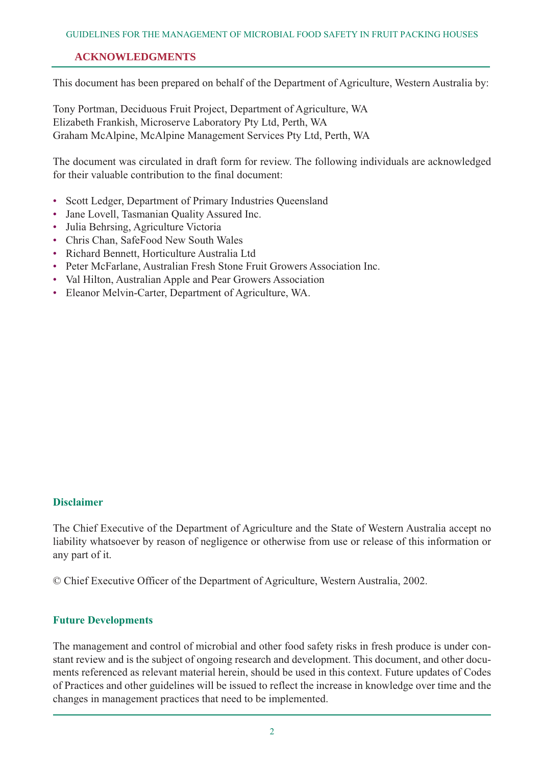## ACKNOWLEDGMENTS

This document has been prepared on behalf of the Department of Agriculture, Western Australia by:

Tony Portman, Deciduous Fruit Project, Department of Agriculture, WA
Elizabeth Frankish, Microserve Laboratory Pty Ltd, Perth, WA
Graham McAlpine, McAlpine Management Services Pty Ltd, Perth, WA

The document was circulated in draft form for review. The following individuals are acknowledged for their valuable contribution to the final document:

- Scott Ledger, Department of Primary Industries Queensland
- Jane Lovell, Tasmanian Quality Assured Inc.
- Julia Behrsing, Agriculture Victoria
- Chris Chan, SafeFood New South Wales
- Richard Bennett, Horticulture Australia Ltd
- Peter McFarlane, Australian Fresh Stone Fruit Growers Association Inc.
- Val Hilton, Australian Apple and Pear Growers Association
- Eleanor Melvin-Carter, Department of Agriculture, WA.

### Disclaimer

The Chief Executive of the Department of Agriculture and the State of Western Australia accept no liability whatsoever by reason of negligence or otherwise from use or release of this information or any part of it.

© Chief Executive Officer of the Department of Agriculture, Western Australia, 2002.

### Future Developments

The management and control of microbial and other food safety risks in fresh produce is under constant review and is the subject of ongoing research and development. This document, and other documents referenced as relevant material herein, should be used in this context. Future updates of Codes of Practices and other guidelines will be issued to reflect the increase in knowledge over time and the changes in management practices that need to be implemented.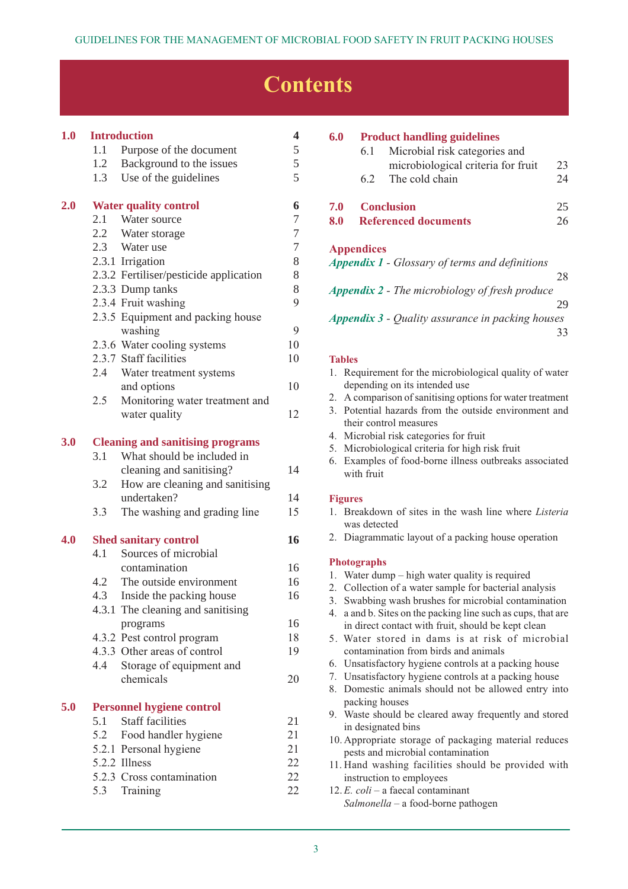# Contents

**1.0 Introduction** 4

- 1.1 Purpose of the document 5
- 1.2 Background to the issues 5
- 1.3 Use of the guidelines 5

**2.0 Water quality control** 6

- 2.1 Water source 7
- 2.2 Water storage 7
- 2.3 Water use 7
- 2.3.1 Irrigation 8
- 2.3.2 Fertiliser/pesticide application 8
- 2.3.3 Dump tanks 8
- 2.3.4 Fruit washing 9
- 2.3.5 Equipment and packing house washing 9
- 2.3.6 Water cooling systems 10
- 2.3.7 Staff facilities 10
- 2.4 Water treatment systems and options 10
- 2.5 Monitoring water treatment and water quality 12

**3.0 Cleaning and sanitising programs**

- 3.1 What should be included in cleaning and sanitising? 14
- 3.2 How are cleaning and sanitising undertaken? 14
- 3.3 The washing and grading line 15

**4.0 Shed sanitary control** 16

- 4.1 Sources of microbial contamination 16
- 4.2 The outside environment 16
- 4.3 Inside the packing house 16
- 4.3.1 The cleaning and sanitising programs 16
- 4.3.2 Pest control program 18
- 4.3.3 Other areas of control 19
- 4.4 Storage of equipment and chemicals 20

**5.0 Personnel hygiene control**

- 5.1 Staff facilities 21
- 5.2 Food handler hygiene 21
- 5.2.1 Personal hygiene 21
- 5.2.2 Illness 22
- 5.2.3 Cross contamination 22
- 5.3 Training 22

**6.0 Product handling guidelines**

- 6.1 Microbial risk categories and microbiological criteria for fruit 23
- 6.2 The cold chain 24

**7.0 Conclusion** 25

**8.0 Referenced documents** 26

**Appendices**

*Appendix 1 - Glossary of terms and definitions* 28

*Appendix 2 - The microbiology of fresh produce* 29

*Appendix 3 - Quality assurance in packing houses* 33

**Tables**

1. Requirement for the microbiological quality of water depending on its intended use
2. A comparison of sanitising options for water treatment
3. Potential hazards from the outside environment and their control measures
4. Microbial risk categories for fruit
5. Microbiological criteria for high risk fruit
6. Examples of food-borne illness outbreaks associated with fruit

**Figures**

1. Breakdown of sites in the wash line where *Listeria* was detected
2. Diagrammatic layout of a packing house operation

**Photographs**

1. Water dump – high water quality is required
2. Collection of a water sample for bacterial analysis
3. Swabbing wash brushes for microbial contamination
4. a and b. Sites on the packing line such as cups, that are in direct contact with fruit, should be kept clean
5. Water stored in dams is at risk of microbial contamination from birds and animals
6. Unsatisfactory hygiene controls at a packing house
7. Unsatisfactory hygiene controls at a packing house
8. Domestic animals should not be allowed entry into packing houses
9. Waste should be cleared away frequently and stored in designated bins
10. Appropriate storage of packaging material reduces pests and microbial contamination
11. Hand washing facilities should be provided with instruction to employees
12. *E. coli* – a faecal contaminant
    *Salmonella* – a food-borne pathogen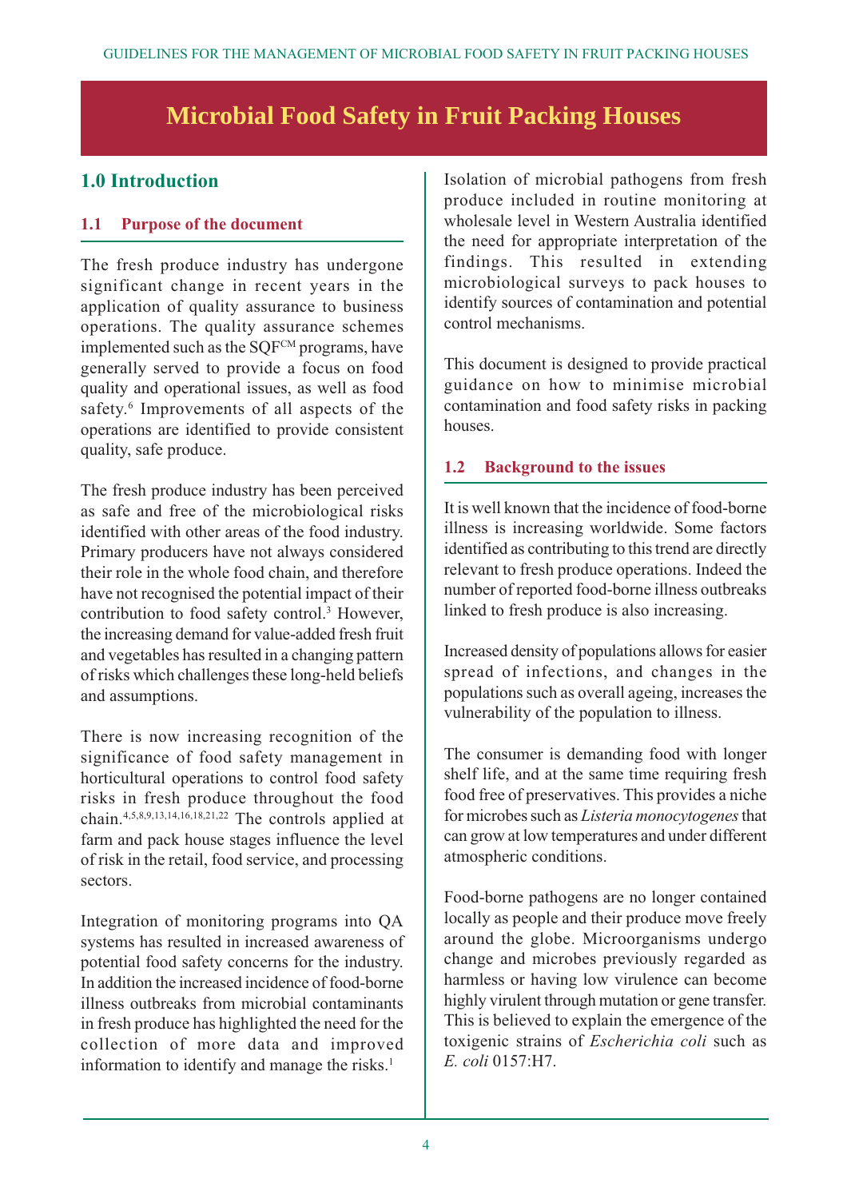# Microbial Food Safety in Fruit Packing Houses

## 1.0 Introduction

### 1.1 Purpose of the document

The fresh produce industry has undergone significant change in recent years in the application of quality assurance to business operations. The quality assurance schemes implemented such as the SQF[CM] programs, have generally served to provide a focus on food quality and operational issues, as well as food safety.[6] Improvements of all aspects of the operations are identified to provide consistent quality, safe produce.

The fresh produce industry has been perceived as safe and free of the microbiological risks identified with other areas of the food industry. Primary producers have not always considered their role in the whole food chain, and therefore have not recognised the potential impact of their contribution to food safety control.[3] However, the increasing demand for value-added fresh fruit and vegetables has resulted in a changing pattern of risks which challenges these long-held beliefs and assumptions.

There is now increasing recognition of the significance of food safety management in horticultural operations to control food safety risks in fresh produce throughout the food chain.[4,5,8,9,13,14,16,18,21,22] The controls applied at farm and pack house stages influence the level of risk in the retail, food service, and processing sectors.

Integration of monitoring programs into QA systems has resulted in increased awareness of potential food safety concerns for the industry. In addition the increased incidence of food-borne illness outbreaks from microbial contaminants in fresh produce has highlighted the need for the collection of more data and improved information to identify and manage the risks.[1]

Isolation of microbial pathogens from fresh produce included in routine monitoring at wholesale level in Western Australia identified the need for appropriate interpretation of the findings. This resulted in extending microbiological surveys to pack houses to identify sources of contamination and potential control mechanisms.

This document is designed to provide practical guidance on how to minimise microbial contamination and food safety risks in packing houses.

### 1.2 Background to the issues

It is well known that the incidence of food-borne illness is increasing worldwide. Some factors identified as contributing to this trend are directly relevant to fresh produce operations. Indeed the number of reported food-borne illness outbreaks linked to fresh produce is also increasing.

Increased density of populations allows for easier spread of infections, and changes in the populations such as overall ageing, increases the vulnerability of the population to illness.

The consumer is demanding food with longer shelf life, and at the same time requiring fresh food free of preservatives. This provides a niche for microbes such as *Listeria monocytogenes* that can grow at low temperatures and under different atmospheric conditions.

Food-borne pathogens are no longer contained locally as people and their produce move freely around the globe. Microorganisms undergo change and microbes previously regarded as harmless or having low virulence can become highly virulent through mutation or gene transfer. This is believed to explain the emergence of the toxigenic strains of *Escherichia coli* such as *E. coli* 0157:H7.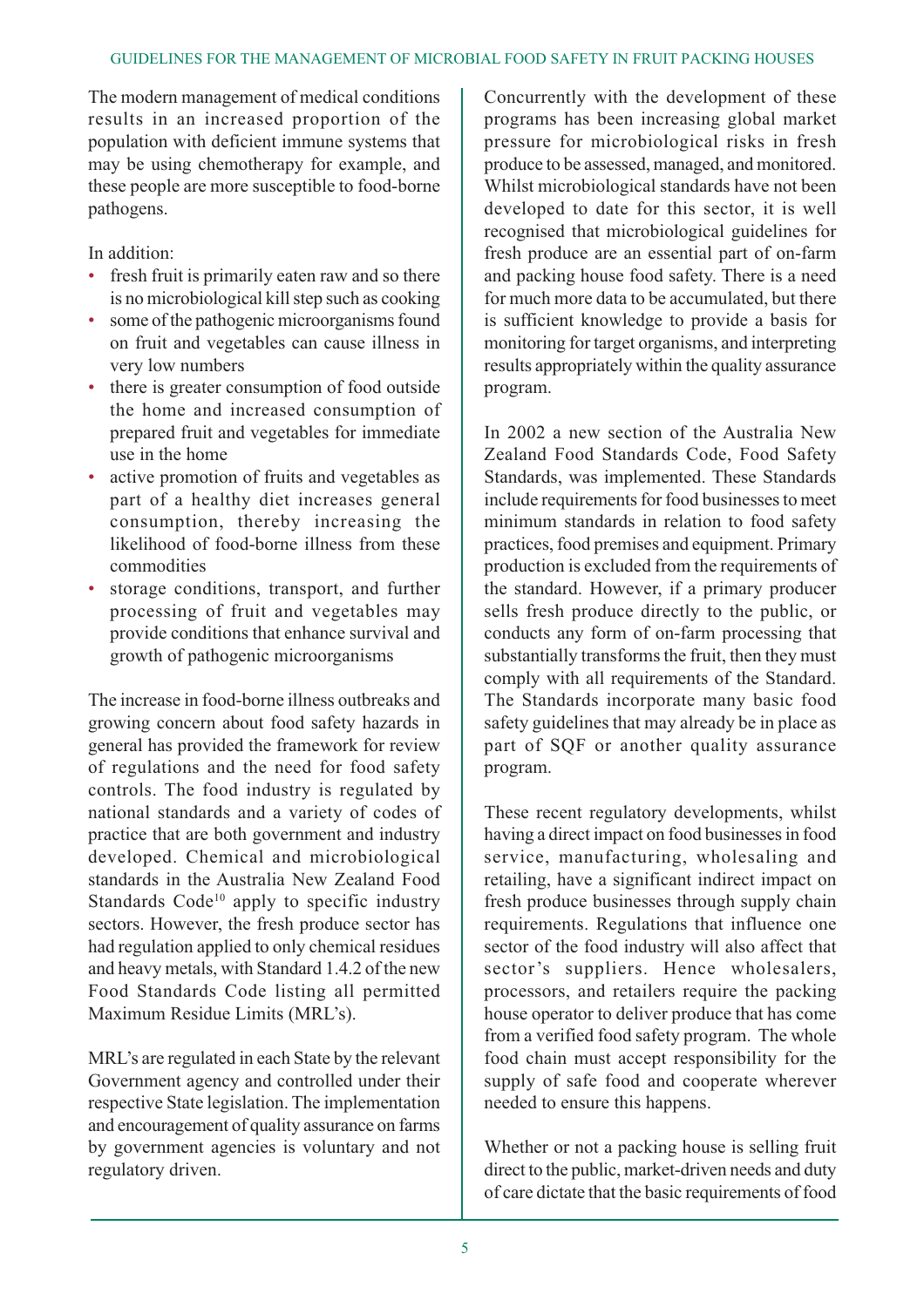The modern management of medical conditions results in an increased proportion of the population with deficient immune systems that may be using chemotherapy for example, and these people are more susceptible to food-borne pathogens.

In addition:

- fresh fruit is primarily eaten raw and so there is no microbiological kill step such as cooking
- some of the pathogenic microorganisms found on fruit and vegetables can cause illness in very low numbers
- there is greater consumption of food outside the home and increased consumption of prepared fruit and vegetables for immediate use in the home
- active promotion of fruits and vegetables as part of a healthy diet increases general consumption, thereby increasing the likelihood of food-borne illness from these commodities
- storage conditions, transport, and further processing of fruit and vegetables may provide conditions that enhance survival and growth of pathogenic microorganisms

The increase in food-borne illness outbreaks and growing concern about food safety hazards in general has provided the framework for review of regulations and the need for food safety controls. The food industry is regulated by national standards and a variety of codes of practice that are both government and industry developed. Chemical and microbiological standards in the Australia New Zealand Food Standards Code[10] apply to specific industry sectors. However, the fresh produce sector has had regulation applied to only chemical residues and heavy metals, with Standard 1.4.2 of the new Food Standards Code listing all permitted Maximum Residue Limits (MRL's).

MRL's are regulated in each State by the relevant Government agency and controlled under their respective State legislation. The implementation and encouragement of quality assurance on farms by government agencies is voluntary and not regulatory driven.

Concurrently with the development of these programs has been increasing global market pressure for microbiological risks in fresh produce to be assessed, managed, and monitored. Whilst microbiological standards have not been developed to date for this sector, it is well recognised that microbiological guidelines for fresh produce are an essential part of on-farm and packing house food safety. There is a need for much more data to be accumulated, but there is sufficient knowledge to provide a basis for monitoring for target organisms, and interpreting results appropriately within the quality assurance program.

In 2002 a new section of the Australia New Zealand Food Standards Code, Food Safety Standards, was implemented. These Standards include requirements for food businesses to meet minimum standards in relation to food safety practices, food premises and equipment. Primary production is excluded from the requirements of the standard. However, if a primary producer sells fresh produce directly to the public, or conducts any form of on-farm processing that substantially transforms the fruit, then they must comply with all requirements of the Standard. The Standards incorporate many basic food safety guidelines that may already be in place as part of SQF or another quality assurance program.

These recent regulatory developments, whilst having a direct impact on food businesses in food service, manufacturing, wholesaling and retailing, have a significant indirect impact on fresh produce businesses through supply chain requirements. Regulations that influence one sector of the food industry will also affect that sector's suppliers. Hence wholesalers, processors, and retailers require the packing house operator to deliver produce that has come from a verified food safety program. The whole food chain must accept responsibility for the supply of safe food and cooperate wherever needed to ensure this happens.

Whether or not a packing house is selling fruit direct to the public, market-driven needs and duty of care dictate that the basic requirements of food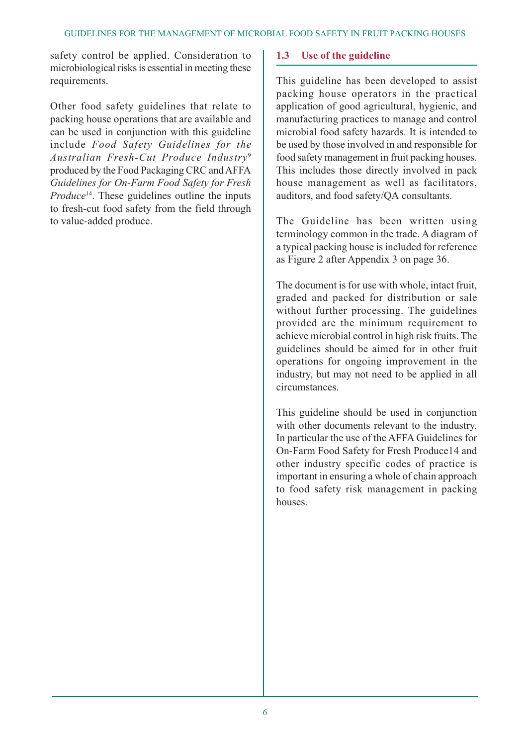safety control be applied. Consideration to microbiological risks is essential in meeting these requirements.

Other food safety guidelines that relate to packing house operations that are available and can be used in conjunction with this guideline include *Food Safety Guidelines for the Australian Fresh-Cut Produce Industry*[9] produced by the Food Packaging CRC and AFFA *Guidelines for On-Farm Food Safety for Fresh Produce*[14]. These guidelines outline the inputs to fresh-cut food safety from the field through to value-added produce.

## 1.3 Use of the guideline

This guideline has been developed to assist packing house operators in the practical application of good agricultural, hygienic, and manufacturing practices to manage and control microbial food safety hazards. It is intended to be used by those involved in and responsible for food safety management in fruit packing houses. This includes those directly involved in pack house management as well as facilitators, auditors, and food safety/QA consultants.

The Guideline has been written using terminology common in the trade. A diagram of a typical packing house is included for reference as Figure 2 after Appendix 3 on page 36.

The document is for use with whole, intact fruit, graded and packed for distribution or sale without further processing. The guidelines provided are the minimum requirement to achieve microbial control in high risk fruits. The guidelines should be aimed for in other fruit operations for ongoing improvement in the industry, but may not need to be applied in all circumstances.

This guideline should be used in conjunction with other documents relevant to the industry. In particular the use of the AFFA Guidelines for On-Farm Food Safety for Fresh Produce14 and other industry specific codes of practice is important in ensuring a whole of chain approach to food safety risk management in packing houses.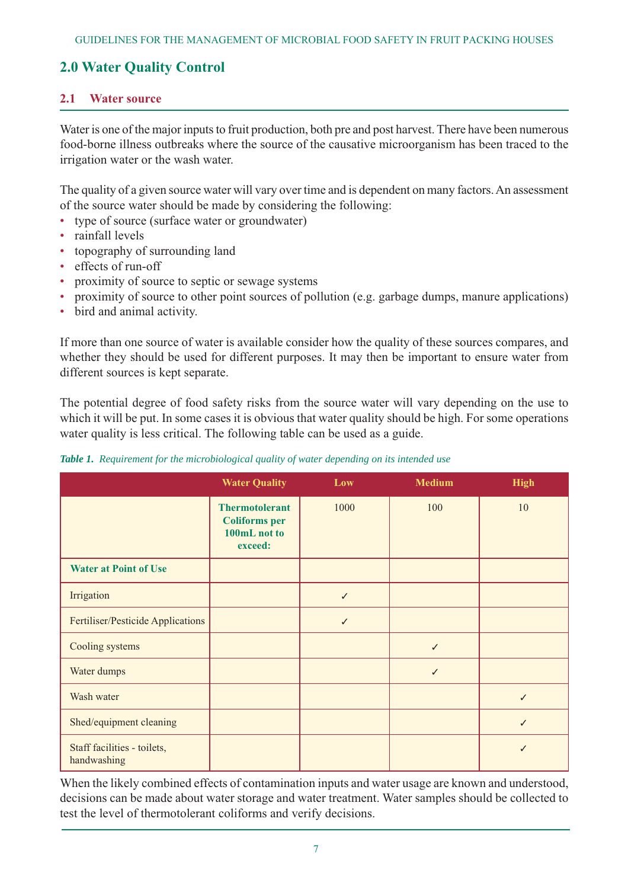## 2.0 Water Quality Control

### 2.1 Water source

Water is one of the major inputs to fruit production, both pre and post harvest. There have been numerous food-borne illness outbreaks where the source of the causative microorganism has been traced to the irrigation water or the wash water.

The quality of a given source water will vary over time and is dependent on many factors. An assessment of the source water should be made by considering the following:

- type of source (surface water or groundwater)
- rainfall levels
- topography of surrounding land
- effects of run-off
- proximity of source to septic or sewage systems
- proximity of source to other point sources of pollution (e.g. garbage dumps, manure applications)
- bird and animal activity.

If more than one source of water is available consider how the quality of these sources compares, and whether they should be used for different purposes. It may then be important to ensure water from different sources is kept separate.

The potential degree of food safety risks from the source water will vary depending on the use to which it will be put. In some cases it is obvious that water quality should be high. For some operations water quality is less critical. The following table can be used as a guide.

*Table 1. Requirement for the microbiological quality of water depending on its intended use*

| | Water Quality | Low | Medium | High |
|---|---|---|---|---|
| | **Thermotolerant Coliforms per 100mL not to exceed:** | 1000 | 100 | 10 |
| **Water at Point of Use** | | | | |
| Irrigation | | ✓ | | |
| Fertiliser/Pesticide Applications | | ✓ | | |
| Cooling systems | | | ✓ | |
| Water dumps | | | ✓ | |
| Wash water | | | | ✓ |
| Shed/equipment cleaning | | | | ✓ |
| Staff facilities - toilets, handwashing | | | | ✓ |

When the likely combined effects of contamination inputs and water usage are known and understood, decisions can be made about water storage and water treatment. Water samples should be collected to test the level of thermotolerant coliforms and verify decisions.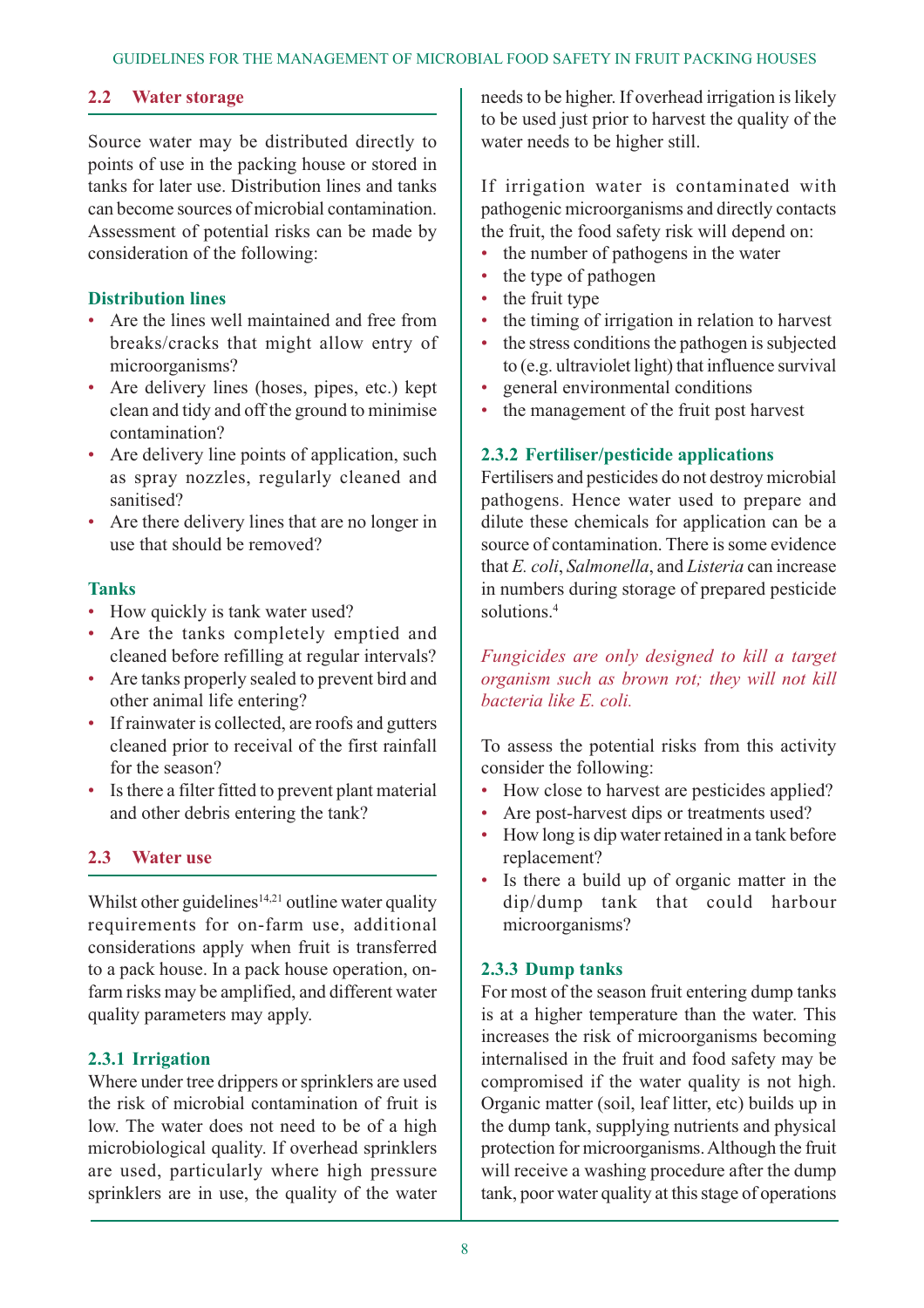## 2.2 Water storage

Source water may be distributed directly to points of use in the packing house or stored in tanks for later use. Distribution lines and tanks can become sources of microbial contamination. Assessment of potential risks can be made by consideration of the following:

### Distribution lines

- Are the lines well maintained and free from breaks/cracks that might allow entry of microorganisms?
- Are delivery lines (hoses, pipes, etc.) kept clean and tidy and off the ground to minimise contamination?
- Are delivery line points of application, such as spray nozzles, regularly cleaned and sanitised?
- Are there delivery lines that are no longer in use that should be removed?

### Tanks

- How quickly is tank water used?
- Are the tanks completely emptied and cleaned before refilling at regular intervals?
- Are tanks properly sealed to prevent bird and other animal life entering?
- If rainwater is collected, are roofs and gutters cleaned prior to receival of the first rainfall for the season?
- Is there a filter fitted to prevent plant material and other debris entering the tank?

## 2.3 Water use

Whilst other guidelines[14,21] outline water quality requirements for on-farm use, additional considerations apply when fruit is transferred to a pack house. In a pack house operation, on-farm risks may be amplified, and different water quality parameters may apply.

### 2.3.1 Irrigation

Where under tree drippers or sprinklers are used the risk of microbial contamination of fruit is low. The water does not need to be of a high microbiological quality. If overhead sprinklers are used, particularly where high pressure sprinklers are in use, the quality of the water needs to be higher. If overhead irrigation is likely to be used just prior to harvest the quality of the water needs to be higher still.

If irrigation water is contaminated with pathogenic microorganisms and directly contacts the fruit, the food safety risk will depend on:

- the number of pathogens in the water
- the type of pathogen
- the fruit type
- the timing of irrigation in relation to harvest
- the stress conditions the pathogen is subjected to (e.g. ultraviolet light) that influence survival
- general environmental conditions
- the management of the fruit post harvest

### 2.3.2 Fertiliser/pesticide applications

Fertilisers and pesticides do not destroy microbial pathogens. Hence water used to prepare and dilute these chemicals for application can be a source of contamination. There is some evidence that *E. coli*, *Salmonella*, and *Listeria* can increase in numbers during storage of prepared pesticide solutions.[4]

*Fungicides are only designed to kill a target organism such as brown rot; they will not kill bacteria like E. coli.*

To assess the potential risks from this activity consider the following:

- How close to harvest are pesticides applied?
- Are post-harvest dips or treatments used?
- How long is dip water retained in a tank before replacement?
- Is there a build up of organic matter in the dip/dump tank that could harbour microorganisms?

### 2.3.3 Dump tanks

For most of the season fruit entering dump tanks is at a higher temperature than the water. This increases the risk of microorganisms becoming internalised in the fruit and food safety may be compromised if the water quality is not high. Organic matter (soil, leaf litter, etc) builds up in the dump tank, supplying nutrients and physical protection for microorganisms. Although the fruit will receive a washing procedure after the dump tank, poor water quality at this stage of operations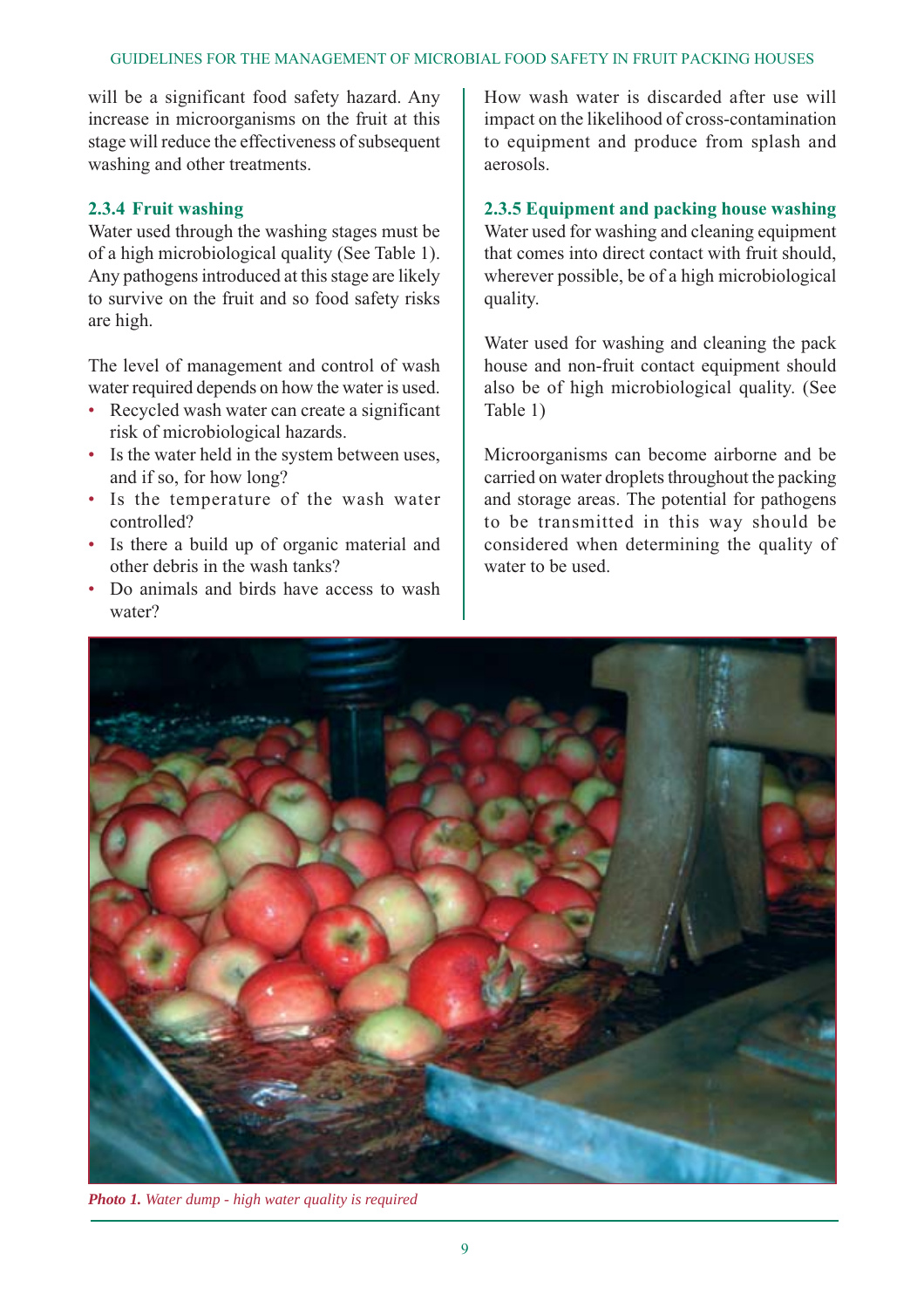will be a significant food safety hazard. Any increase in microorganisms on the fruit at this stage will reduce the effectiveness of subsequent washing and other treatments.

### 2.3.4 Fruit washing

Water used through the washing stages must be of a high microbiological quality (See Table 1). Any pathogens introduced at this stage are likely to survive on the fruit and so food safety risks are high.

The level of management and control of wash water required depends on how the water is used.

- Recycled wash water can create a significant risk of microbiological hazards.
- Is the water held in the system between uses, and if so, for how long?
- Is the temperature of the wash water controlled?
- Is there a build up of organic material and other debris in the wash tanks?
- Do animals and birds have access to wash water?

How wash water is discarded after use will impact on the likelihood of cross-contamination to equipment and produce from splash and aerosols.

### 2.3.5 Equipment and packing house washing

Water used for washing and cleaning equipment that comes into direct contact with fruit should, wherever possible, be of a high microbiological quality.

Water used for washing and cleaning the pack house and non-fruit contact equipment should also be of high microbiological quality. (See Table 1)

Microorganisms can become airborne and be carried on water droplets throughout the packing and storage areas. The potential for pathogens to be transmitted in this way should be considered when determining the quality of water to be used.

***Photo 1.*** *Water dump - high water quality is required*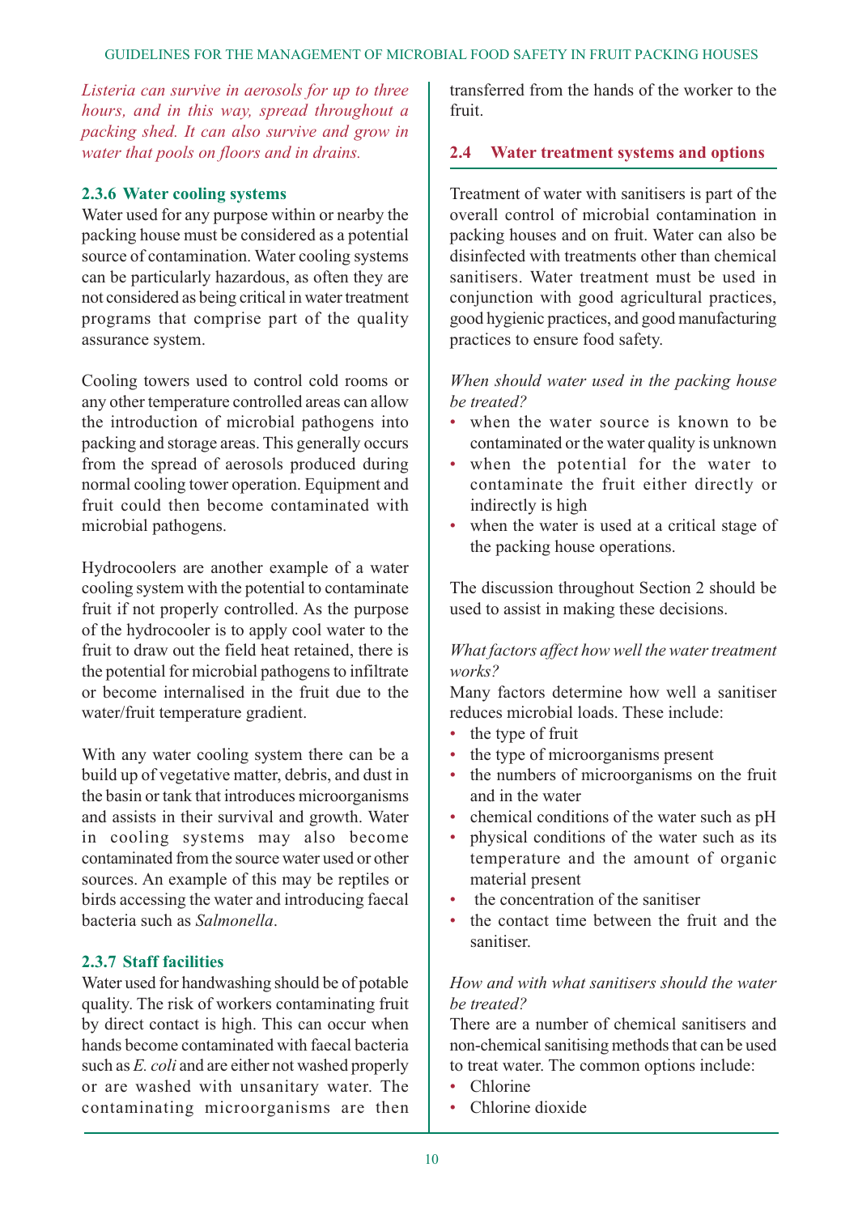*Listeria can survive in aerosols for up to three hours, and in this way, spread throughout a packing shed. It can also survive and grow in water that pools on floors and in drains.*

### 2.3.6 Water cooling systems

Water used for any purpose within or nearby the packing house must be considered as a potential source of contamination. Water cooling systems can be particularly hazardous, as often they are not considered as being critical in water treatment programs that comprise part of the quality assurance system.

Cooling towers used to control cold rooms or any other temperature controlled areas can allow the introduction of microbial pathogens into packing and storage areas. This generally occurs from the spread of aerosols produced during normal cooling tower operation. Equipment and fruit could then become contaminated with microbial pathogens.

Hydrocoolers are another example of a water cooling system with the potential to contaminate fruit if not properly controlled. As the purpose of the hydrocooler is to apply cool water to the fruit to draw out the field heat retained, there is the potential for microbial pathogens to infiltrate or become internalised in the fruit due to the water/fruit temperature gradient.

With any water cooling system there can be a build up of vegetative matter, debris, and dust in the basin or tank that introduces microorganisms and assists in their survival and growth. Water in cooling systems may also become contaminated from the source water used or other sources. An example of this may be reptiles or birds accessing the water and introducing faecal bacteria such as *Salmonella*.

### 2.3.7 Staff facilities

Water used for handwashing should be of potable quality. The risk of workers contaminating fruit by direct contact is high. This can occur when hands become contaminated with faecal bacteria such as *E. coli* and are either not washed properly or are washed with unsanitary water. The contaminating microorganisms are then transferred from the hands of the worker to the fruit.

## 2.4 Water treatment systems and options

Treatment of water with sanitisers is part of the overall control of microbial contamination in packing houses and on fruit. Water can also be disinfected with treatments other than chemical sanitisers. Water treatment must be used in conjunction with good agricultural practices, good hygienic practices, and good manufacturing practices to ensure food safety.

*When should water used in the packing house be treated?*

- when the water source is known to be contaminated or the water quality is unknown
- when the potential for the water to contaminate the fruit either directly or indirectly is high
- when the water is used at a critical stage of the packing house operations.

The discussion throughout Section 2 should be used to assist in making these decisions.

*What factors affect how well the water treatment works?*

Many factors determine how well a sanitiser reduces microbial loads. These include:

- the type of fruit
- the type of microorganisms present
- the numbers of microorganisms on the fruit and in the water
- chemical conditions of the water such as pH
- physical conditions of the water such as its temperature and the amount of organic material present
- the concentration of the sanitiser
- the contact time between the fruit and the sanitiser.

*How and with what sanitisers should the water be treated?*

There are a number of chemical sanitisers and non-chemical sanitising methods that can be used to treat water. The common options include:

- Chlorine
- Chlorine dioxide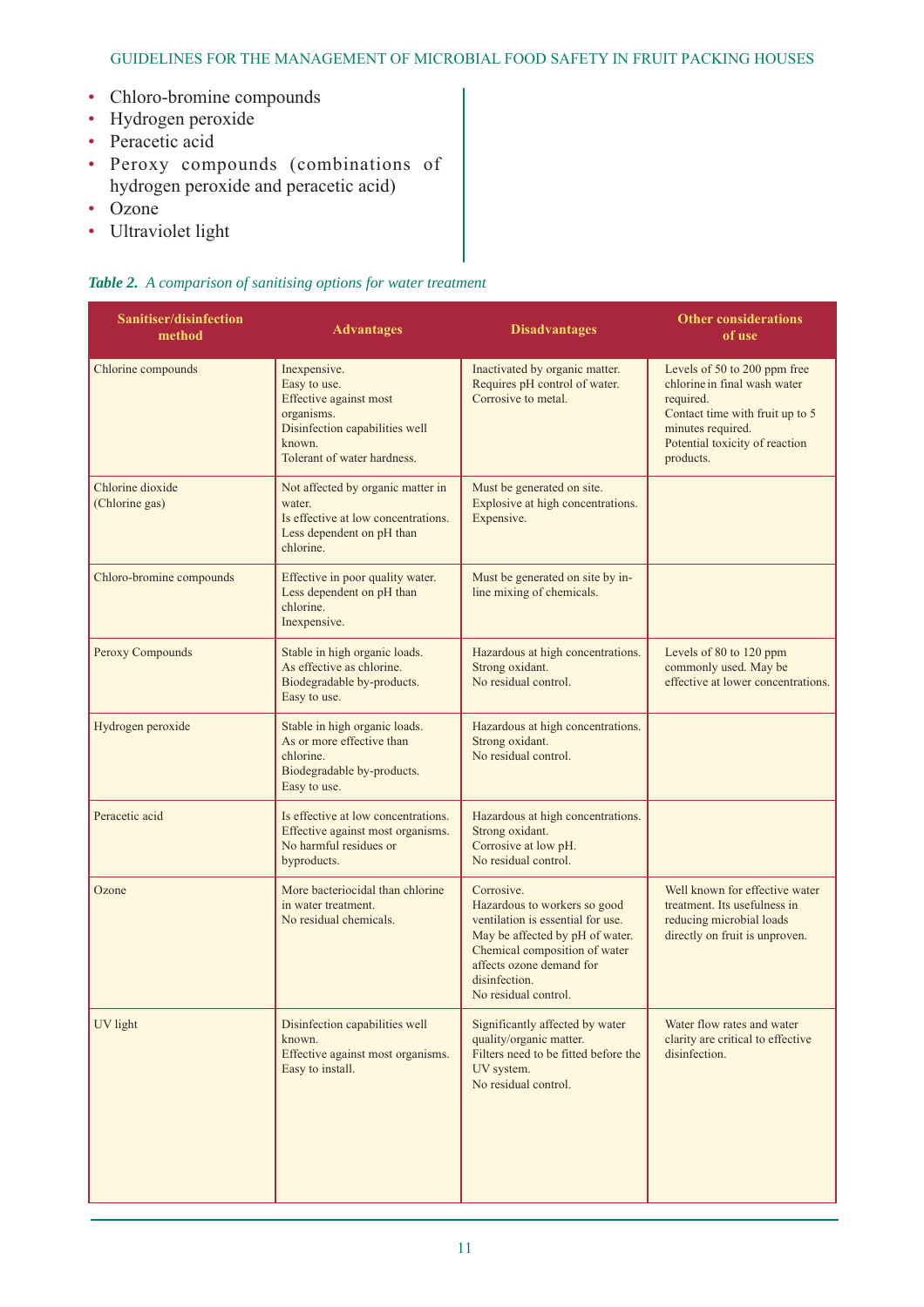- Chloro-bromine compounds
- Hydrogen peroxide
- Peracetic acid
- Peroxy compounds (combinations of hydrogen peroxide and peracetic acid)
- Ozone
- Ultraviolet light

***Table 2.*** *A comparison of sanitising options for water treatment*

| Sanitiser/disinfection method | Advantages | Disadvantages | Other considerations of use |
|---|---|---|---|
| Chlorine compounds | Inexpensive.<br>Easy to use.<br>Effective against most organisms.<br>Disinfection capabilities well known.<br>Tolerant of water hardness. | Inactivated by organic matter.<br>Requires pH control of water.<br>Corrosive to metal. | Levels of 50 to 200 ppm free chlorine in final wash water required.<br>Contact time with fruit up to 5 minutes required.<br>Potential toxicity of reaction products. |
| Chlorine dioxide (Chlorine gas) | Not affected by organic matter in water.<br>Is effective at low concentrations.<br>Less dependent on pH than chlorine. | Must be generated on site.<br>Explosive at high concentrations.<br>Expensive. | |
| Chloro-bromine compounds | Effective in poor quality water.<br>Less dependent on pH than chlorine.<br>Inexpensive. | Must be generated on site by in-line mixing of chemicals. | |
| Peroxy Compounds | Stable in high organic loads.<br>As effective as chlorine.<br>Biodegradable by-products.<br>Easy to use. | Hazardous at high concentrations.<br>Strong oxidant.<br>No residual control. | Levels of 80 to 120 ppm commonly used. May be effective at lower concentrations. |
| Hydrogen peroxide | Stable in high organic loads.<br>As or more effective than chlorine.<br>Biodegradable by-products.<br>Easy to use. | Hazardous at high concentrations.<br>Strong oxidant.<br>No residual control. | |
| Peracetic acid | Is effective at low concentrations.<br>Effective against most organisms.<br>No harmful residues or byproducts. | Hazardous at high concentrations.<br>Strong oxidant.<br>Corrosive at low pH.<br>No residual control. | |
| Ozone | More bacteriocidal than chlorine in water treatment.<br>No residual chemicals. | Corrosive.<br>Hazardous to workers so good ventilation is essential for use.<br>May be affected by pH of water.<br>Chemical composition of water affects ozone demand for disinfection.<br>No residual control. | Well known for effective water treatment. Its usefulness in reducing microbial loads directly on fruit is unproven. |
| UV light | Disinfection capabilities well known.<br>Effective against most organisms.<br>Easy to install. | Significantly affected by water quality/organic matter.<br>Filters need to be fitted before the UV system.<br>No residual control. | Water flow rates and water clarity are critical to effective disinfection. |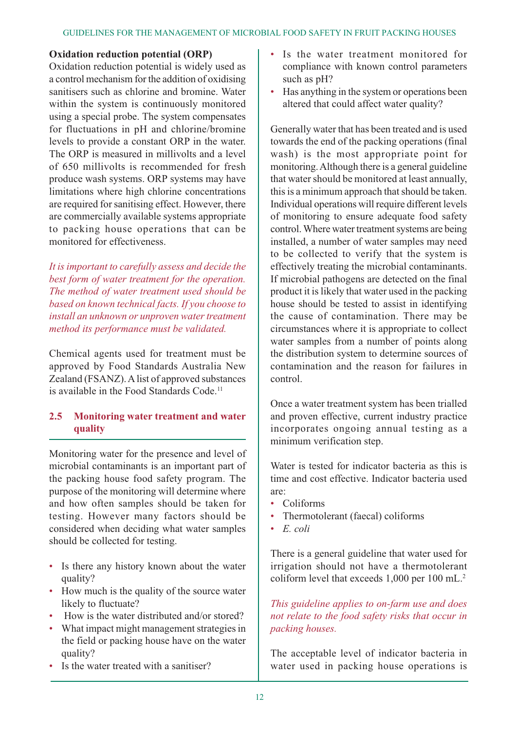**Oxidation reduction potential (ORP)**

Oxidation reduction potential is widely used as a control mechanism for the addition of oxidising sanitisers such as chlorine and bromine. Water within the system is continuously monitored using a special probe. The system compensates for fluctuations in pH and chlorine/bromine levels to provide a constant ORP in the water. The ORP is measured in millivolts and a level of 650 millivolts is recommended for fresh produce wash systems. ORP systems may have limitations where high chlorine concentrations are required for sanitising effect. However, there are commercially available systems appropriate to packing house operations that can be monitored for effectiveness.

*It is important to carefully assess and decide the best form of water treatment for the operation. The method of water treatment used should be based on known technical facts. If you choose to install an unknown or unproven water treatment method its performance must be validated.*

Chemical agents used for treatment must be approved by Food Standards Australia New Zealand (FSANZ). A list of approved substances is available in the Food Standards Code.[11]

## 2.5 Monitoring water treatment and water quality

Monitoring water for the presence and level of microbial contaminants is an important part of the packing house food safety program. The purpose of the monitoring will determine where and how often samples should be taken for testing. However many factors should be considered when deciding what water samples should be collected for testing.

- Is there any history known about the water quality?
- How much is the quality of the source water likely to fluctuate?
- How is the water distributed and/or stored?
- What impact might management strategies in the field or packing house have on the water quality?
- Is the water treated with a sanitiser?
- Is the water treatment monitored for compliance with known control parameters such as pH?
- Has anything in the system or operations been altered that could affect water quality?

Generally water that has been treated and is used towards the end of the packing operations (final wash) is the most appropriate point for monitoring. Although there is a general guideline that water should be monitored at least annually, this is a minimum approach that should be taken. Individual operations will require different levels of monitoring to ensure adequate food safety control. Where water treatment systems are being installed, a number of water samples may need to be collected to verify that the system is effectively treating the microbial contaminants. If microbial pathogens are detected on the final product it is likely that water used in the packing house should be tested to assist in identifying the cause of contamination. There may be circumstances where it is appropriate to collect water samples from a number of points along the distribution system to determine sources of contamination and the reason for failures in control.

Once a water treatment system has been trialled and proven effective, current industry practice incorporates ongoing annual testing as a minimum verification step.

Water is tested for indicator bacteria as this is time and cost effective. Indicator bacteria used are:

- Coliforms
- Thermotolerant (faecal) coliforms
- *E. coli*

There is a general guideline that water used for irrigation should not have a thermotolerant coliform level that exceeds 1,000 per 100 mL.[2]

*This guideline applies to on-farm use and does not relate to the food safety risks that occur in packing houses.*

The acceptable level of indicator bacteria in water used in packing house operations is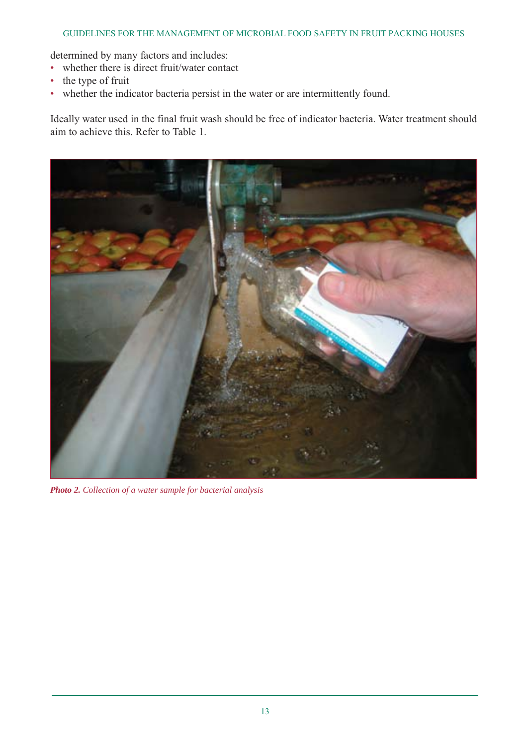determined by many factors and includes:

- whether there is direct fruit/water contact
- the type of fruit
- whether the indicator bacteria persist in the water or are intermittently found.

Ideally water used in the final fruit wash should be free of indicator bacteria. Water treatment should aim to achieve this. Refer to Table 1.

***Photo 2.*** *Collection of a water sample for bacterial analysis*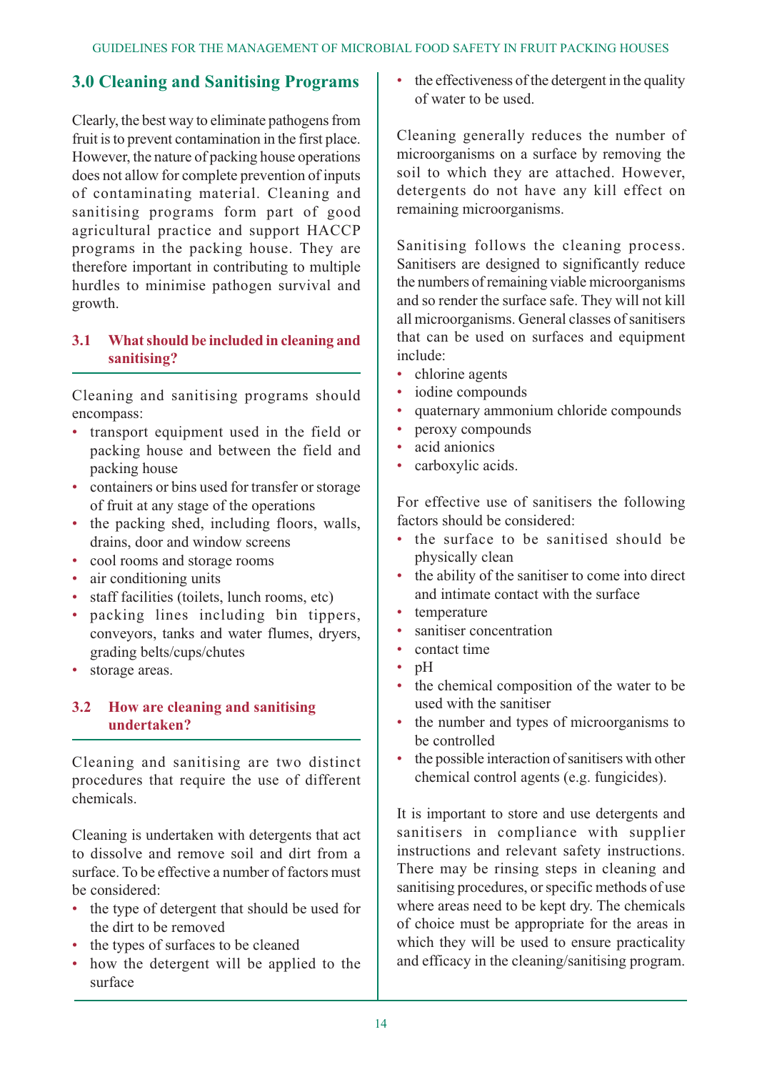## 3.0 Cleaning and Sanitising Programs

Clearly, the best way to eliminate pathogens from fruit is to prevent contamination in the first place. However, the nature of packing house operations does not allow for complete prevention of inputs of contaminating material. Cleaning and sanitising programs form part of good agricultural practice and support HACCP programs in the packing house. They are therefore important in contributing to multiple hurdles to minimise pathogen survival and growth.

### 3.1 What should be included in cleaning and sanitising?

Cleaning and sanitising programs should encompass:

- transport equipment used in the field or packing house and between the field and packing house
- containers or bins used for transfer or storage of fruit at any stage of the operations
- the packing shed, including floors, walls, drains, door and window screens
- cool rooms and storage rooms
- air conditioning units
- staff facilities (toilets, lunch rooms, etc)
- packing lines including bin tippers, conveyors, tanks and water flumes, dryers, grading belts/cups/chutes
- storage areas.

### 3.2 How are cleaning and sanitising undertaken?

Cleaning and sanitising are two distinct procedures that require the use of different chemicals.

Cleaning is undertaken with detergents that act to dissolve and remove soil and dirt from a surface. To be effective a number of factors must be considered:

- the type of detergent that should be used for the dirt to be removed
- the types of surfaces to be cleaned
- how the detergent will be applied to the surface
- the effectiveness of the detergent in the quality of water to be used.

Cleaning generally reduces the number of microorganisms on a surface by removing the soil to which they are attached. However, detergents do not have any kill effect on remaining microorganisms.

Sanitising follows the cleaning process. Sanitisers are designed to significantly reduce the numbers of remaining viable microorganisms and so render the surface safe. They will not kill all microorganisms. General classes of sanitisers that can be used on surfaces and equipment include:

- chlorine agents
- iodine compounds
- quaternary ammonium chloride compounds
- peroxy compounds
- acid anionics
- carboxylic acids.

For effective use of sanitisers the following factors should be considered:

- the surface to be sanitised should be physically clean
- the ability of the sanitiser to come into direct and intimate contact with the surface
- temperature
- sanitiser concentration
- contact time
- pH
- the chemical composition of the water to be used with the sanitiser
- the number and types of microorganisms to be controlled
- the possible interaction of sanitisers with other chemical control agents (e.g. fungicides).

It is important to store and use detergents and sanitisers in compliance with supplier instructions and relevant safety instructions. There may be rinsing steps in cleaning and sanitising procedures, or specific methods of use where areas need to be kept dry. The chemicals of choice must be appropriate for the areas in which they will be used to ensure practicality and efficacy in the cleaning/sanitising program.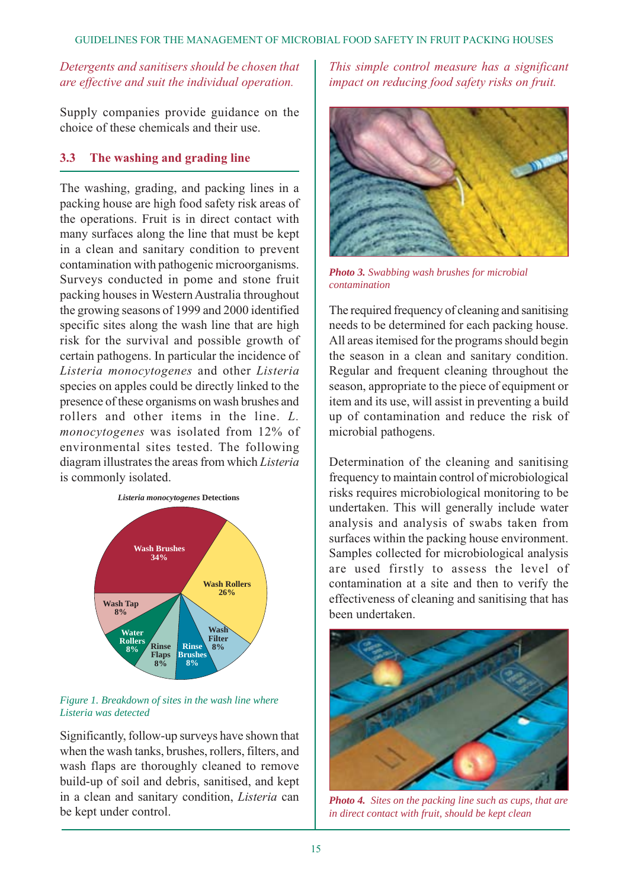*Detergents and sanitisers should be chosen that are effective and suit the individual operation.*

Supply companies provide guidance on the choice of these chemicals and their use.

## 3.3 The washing and grading line

The washing, grading, and packing lines in a packing house are high food safety risk areas of the operations. Fruit is in direct contact with many surfaces along the line that must be kept in a clean and sanitary condition to prevent contamination with pathogenic microorganisms. Surveys conducted in pome and stone fruit packing houses in Western Australia throughout the growing seasons of 1999 and 2000 identified specific sites along the wash line that are high risk for the survival and possible growth of certain pathogens. In particular the incidence of *Listeria monocytogenes* and other *Listeria* species on apples could be directly linked to the presence of these organisms on wash brushes and rollers and other items in the line. *L. monocytogenes* was isolated from 12% of environmental sites tested. The following diagram illustrates the areas from which *Listeria* is commonly isolated.

***Listeria monocytogenes* Detections**

| Site | % |
|---|---|
| Wash Brushes | 34% |
| Wash Rollers | 26% |
| Wash Filter | 8% |
| Rinse Brushes | 8% |
| Rinse Flaps | 8% |
| Water Rollers | 8% |
| Wash Tap | 8% |

*Figure 1. Breakdown of sites in the wash line where Listeria was detected*

Significantly, follow-up surveys have shown that when the wash tanks, brushes, rollers, filters, and wash flaps are thoroughly cleaned to remove build-up of soil and debris, sanitised, and kept in a clean and sanitary condition, *Listeria* can be kept under control.

*This simple control measure has a significant impact on reducing food safety risks on fruit.*

***Photo 3.** Swabbing wash brushes for microbial contamination*

The required frequency of cleaning and sanitising needs to be determined for each packing house. All areas itemised for the programs should begin the season in a clean and sanitary condition. Regular and frequent cleaning throughout the season, appropriate to the piece of equipment or item and its use, will assist in preventing a build up of contamination and reduce the risk of microbial pathogens.

Determination of the cleaning and sanitising frequency to maintain control of microbiological risks requires microbiological monitoring to be undertaken. This will generally include water analysis and analysis of swabs taken from surfaces within the packing house environment. Samples collected for microbiological analysis are used firstly to assess the level of contamination at a site and then to verify the effectiveness of cleaning and sanitising that has been undertaken.

***Photo 4.** Sites on the packing line such as cups, that are in direct contact with fruit, should be kept clean*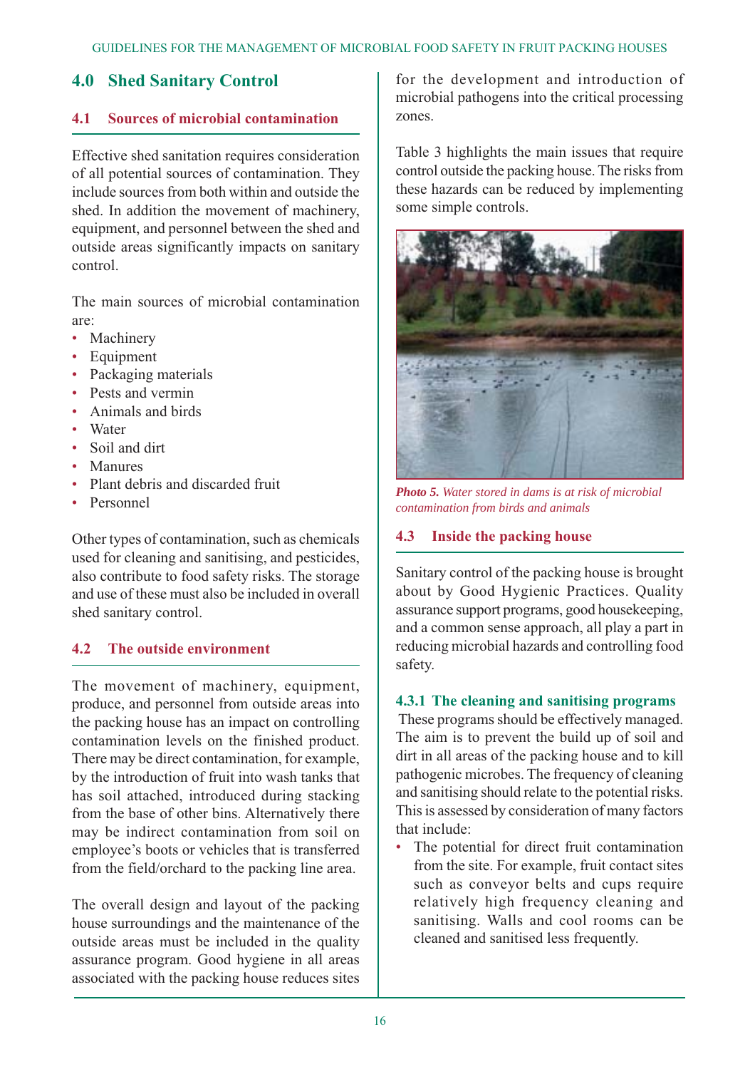## 4.0 Shed Sanitary Control

### 4.1 Sources of microbial contamination

Effective shed sanitation requires consideration of all potential sources of contamination. They include sources from both within and outside the shed. In addition the movement of machinery, equipment, and personnel between the shed and outside areas significantly impacts on sanitary control.

The main sources of microbial contamination are:

- Machinery
- Equipment
- Packaging materials
- Pests and vermin
- Animals and birds
- Water
- Soil and dirt
- Manures
- Plant debris and discarded fruit
- Personnel

Other types of contamination, such as chemicals used for cleaning and sanitising, and pesticides, also contribute to food safety risks. The storage and use of these must also be included in overall shed sanitary control.

### 4.2 The outside environment

The movement of machinery, equipment, produce, and personnel from outside areas into the packing house has an impact on controlling contamination levels on the finished product. There may be direct contamination, for example, by the introduction of fruit into wash tanks that has soil attached, introduced during stacking from the base of other bins. Alternatively there may be indirect contamination from soil on employee's boots or vehicles that is transferred from the field/orchard to the packing line area.

The overall design and layout of the packing house surroundings and the maintenance of the outside areas must be included in the quality assurance program. Good hygiene in all areas associated with the packing house reduces sites for the development and introduction of microbial pathogens into the critical processing zones.

Table 3 highlights the main issues that require control outside the packing house. The risks from these hazards can be reduced by implementing some simple controls.

***Photo 5.*** *Water stored in dams is at risk of microbial contamination from birds and animals*

### 4.3 Inside the packing house

Sanitary control of the packing house is brought about by Good Hygienic Practices. Quality assurance support programs, good housekeeping, and a common sense approach, all play a part in reducing microbial hazards and controlling food safety.

#### 4.3.1 The cleaning and sanitising programs

These programs should be effectively managed. The aim is to prevent the build up of soil and dirt in all areas of the packing house and to kill pathogenic microbes. The frequency of cleaning and sanitising should relate to the potential risks. This is assessed by consideration of many factors that include:

- The potential for direct fruit contamination from the site. For example, fruit contact sites such as conveyor belts and cups require relatively high frequency cleaning and sanitising. Walls and cool rooms can be cleaned and sanitised less frequently.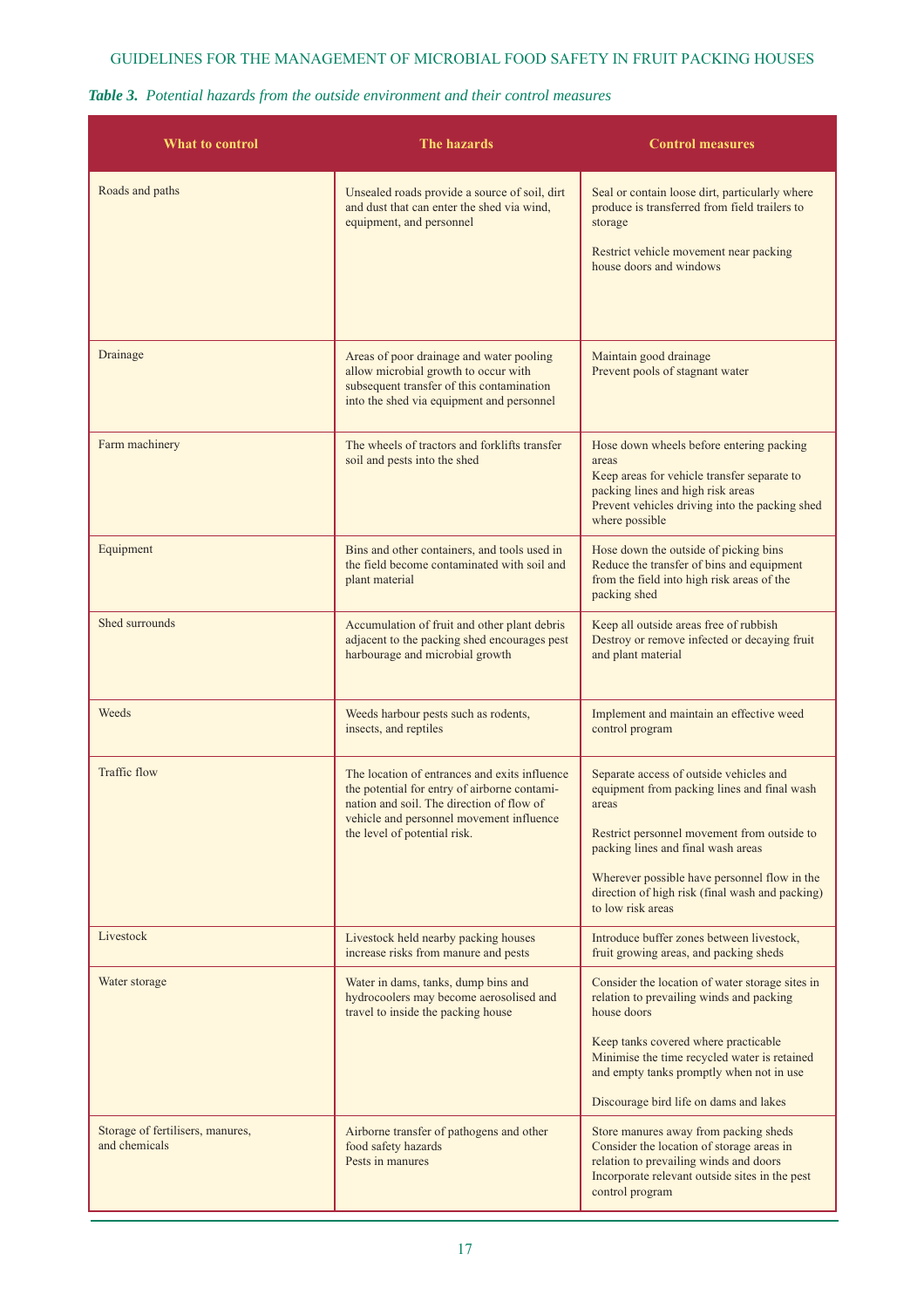*Table 3. Potential hazards from the outside environment and their control measures*

| What to control | The hazards | Control measures |
|---|---|---|
| Roads and paths | Unsealed roads provide a source of soil, dirt and dust that can enter the shed via wind, equipment, and personnel | Seal or contain loose dirt, particularly where produce is transferred from field trailers to storage<br><br>Restrict vehicle movement near packing house doors and windows |
| Drainage | Areas of poor drainage and water pooling allow microbial growth to occur with subsequent transfer of this contamination into the shed via equipment and personnel | Maintain good drainage<br>Prevent pools of stagnant water |
| Farm machinery | The wheels of tractors and forklifts transfer soil and pests into the shed | Hose down wheels before entering packing areas<br>Keep areas for vehicle transfer separate to packing lines and high risk areas<br>Prevent vehicles driving into the packing shed where possible |
| Equipment | Bins and other containers, and tools used in the field become contaminated with soil and plant material | Hose down the outside of picking bins<br>Reduce the transfer of bins and equipment from the field into high risk areas of the packing shed |
| Shed surrounds | Accumulation of fruit and other plant debris adjacent to the packing shed encourages pest harbourage and microbial growth | Keep all outside areas free of rubbish<br>Destroy or remove infected or decaying fruit and plant material |
| Weeds | Weeds harbour pests such as rodents, insects, and reptiles | Implement and maintain an effective weed control program |
| Traffic flow | The location of entrances and exits influence the potential for entry of airborne contamination and soil. The direction of flow of vehicle and personnel movement influence the level of potential risk. | Separate access of outside vehicles and equipment from packing lines and final wash areas<br><br>Restrict personnel movement from outside to packing lines and final wash areas<br><br>Wherever possible have personnel flow in the direction of high risk (final wash and packing) to low risk areas |
| Livestock | Livestock held nearby packing houses increase risks from manure and pests | Introduce buffer zones between livestock, fruit growing areas, and packing sheds |
| Water storage | Water in dams, tanks, dump bins and hydrocoolers may become aerosolised and travel to inside the packing house | Consider the location of water storage sites in relation to prevailing winds and packing house doors<br><br>Keep tanks covered where practicable<br>Minimise the time recycled water is retained and empty tanks promptly when not in use<br><br>Discourage bird life on dams and lakes |
| Storage of fertilisers, manures, and chemicals | Airborne transfer of pathogens and other food safety hazards<br>Pests in manures | Store manures away from packing sheds<br>Consider the location of storage areas in relation to prevailing winds and doors<br>Incorporate relevant outside sites in the pest control program |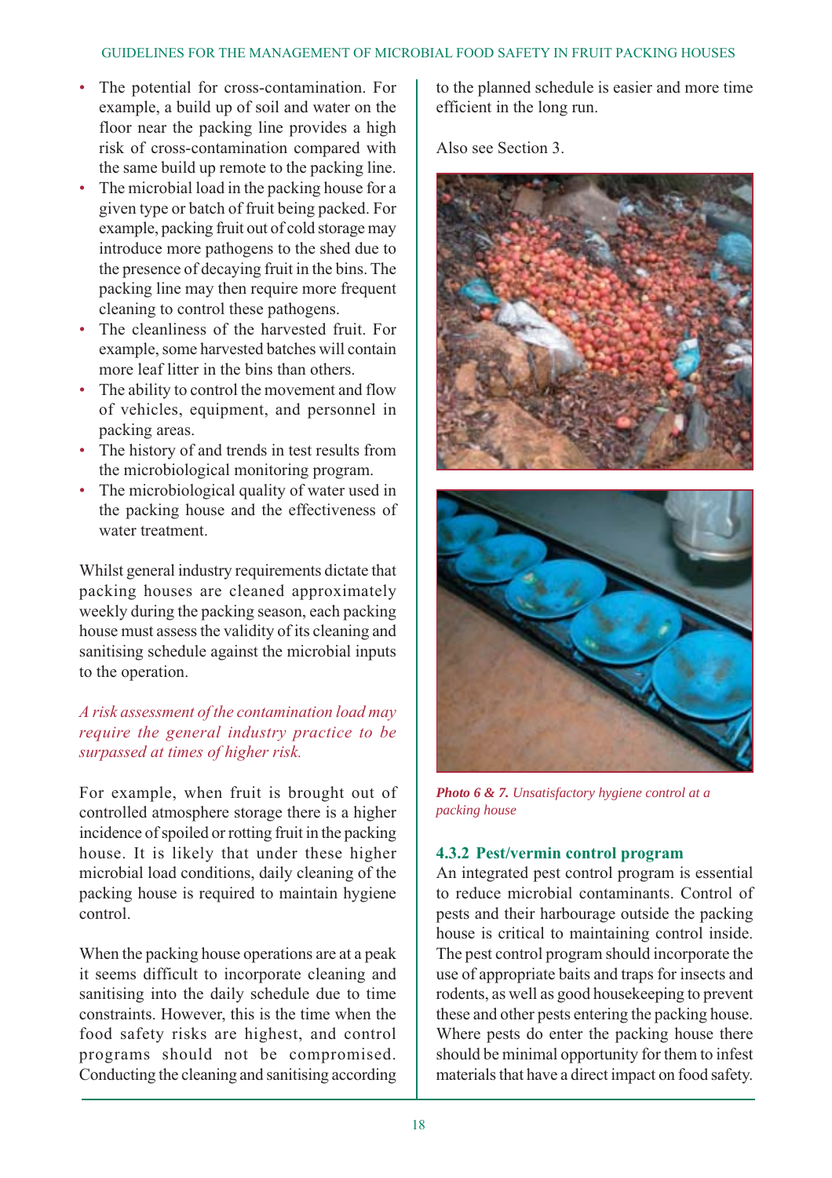- The potential for cross-contamination. For example, a build up of soil and water on the floor near the packing line provides a high risk of cross-contamination compared with the same build up remote to the packing line.
- The microbial load in the packing house for a given type or batch of fruit being packed. For example, packing fruit out of cold storage may introduce more pathogens to the shed due to the presence of decaying fruit in the bins. The packing line may then require more frequent cleaning to control these pathogens.
- The cleanliness of the harvested fruit. For example, some harvested batches will contain more leaf litter in the bins than others.
- The ability to control the movement and flow of vehicles, equipment, and personnel in packing areas.
- The history of and trends in test results from the microbiological monitoring program.
- The microbiological quality of water used in the packing house and the effectiveness of water treatment.

Whilst general industry requirements dictate that packing houses are cleaned approximately weekly during the packing season, each packing house must assess the validity of its cleaning and sanitising schedule against the microbial inputs to the operation.

*A risk assessment of the contamination load may require the general industry practice to be surpassed at times of higher risk.*

For example, when fruit is brought out of controlled atmosphere storage there is a higher incidence of spoiled or rotting fruit in the packing house. It is likely that under these higher microbial load conditions, daily cleaning of the packing house is required to maintain hygiene control.

When the packing house operations are at a peak it seems difficult to incorporate cleaning and sanitising into the daily schedule due to time constraints. However, this is the time when the food safety risks are highest, and control programs should not be compromised. Conducting the cleaning and sanitising according to the planned schedule is easier and more time efficient in the long run.

Also see Section 3.

***Photo 6 & 7.*** *Unsatisfactory hygiene control at a packing house*

### 4.3.2 Pest/vermin control program

An integrated pest control program is essential to reduce microbial contaminants. Control of pests and their harbourage outside the packing house is critical to maintaining control inside. The pest control program should incorporate the use of appropriate baits and traps for insects and rodents, as well as good housekeeping to prevent these and other pests entering the packing house. Where pests do enter the packing house there should be minimal opportunity for them to infest materials that have a direct impact on food safety.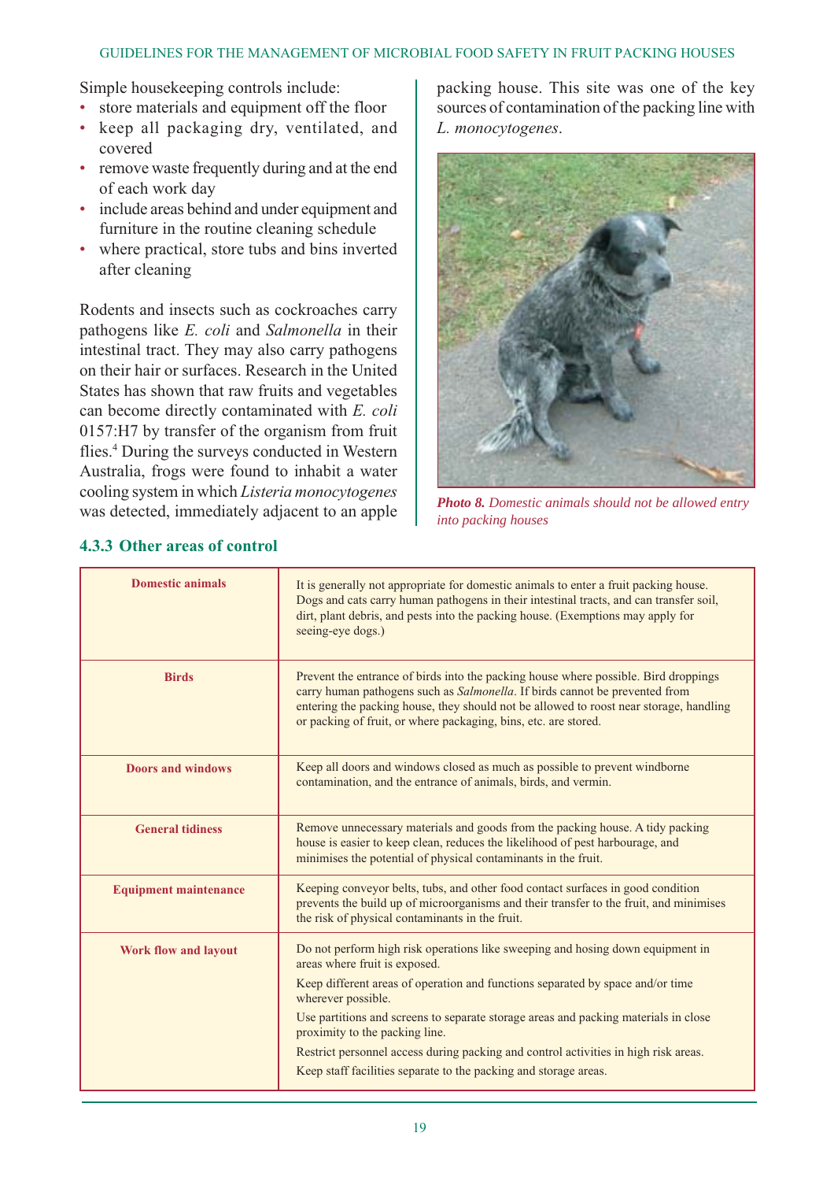Simple housekeeping controls include:

- store materials and equipment off the floor
- keep all packaging dry, ventilated, and covered
- remove waste frequently during and at the end of each work day
- include areas behind and under equipment and furniture in the routine cleaning schedule
- where practical, store tubs and bins inverted after cleaning

Rodents and insects such as cockroaches carry pathogens like *E. coli* and *Salmonella* in their intestinal tract. They may also carry pathogens on their hair or surfaces. Research in the United States has shown that raw fruits and vegetables can become directly contaminated with *E. coli* 0157:H7 by transfer of the organism from fruit flies.[4] During the surveys conducted in Western Australia, frogs were found to inhabit a water cooling system in which *Listeria monocytogenes* was detected, immediately adjacent to an apple packing house. This site was one of the key sources of contamination of the packing line with *L. monocytogenes*.

***Photo 8.*** *Domestic animals should not be allowed entry into packing houses*

### 4.3.3 Other areas of control

| | |
|---|---|
| **Domestic animals** | It is generally not appropriate for domestic animals to enter a fruit packing house. Dogs and cats carry human pathogens in their intestinal tracts, and can transfer soil, dirt, plant debris, and pests into the packing house. (Exemptions may apply for seeing-eye dogs.) |
| **Birds** | Prevent the entrance of birds into the packing house where possible. Bird droppings carry human pathogens such as *Salmonella*. If birds cannot be prevented from entering the packing house, they should not be allowed to roost near storage, handling or packing of fruit, or where packaging, bins, etc. are stored. |
| **Doors and windows** | Keep all doors and windows closed as much as possible to prevent windborne contamination, and the entrance of animals, birds, and vermin. |
| **General tidiness** | Remove unnecessary materials and goods from the packing house. A tidy packing house is easier to keep clean, reduces the likelihood of pest harbourage, and minimises the potential of physical contaminants in the fruit. |
| **Equipment maintenance** | Keeping conveyor belts, tubs, and other food contact surfaces in good condition prevents the build up of microorganisms and their transfer to the fruit, and minimises the risk of physical contaminants in the fruit. |
| **Work flow and layout** | Do not perform high risk operations like sweeping and hosing down equipment in areas where fruit is exposed.<br>Keep different areas of operation and functions separated by space and/or time wherever possible.<br>Use partitions and screens to separate storage areas and packing materials in close proximity to the packing line.<br>Restrict personnel access during packing and control activities in high risk areas.<br>Keep staff facilities separate to the packing and storage areas. |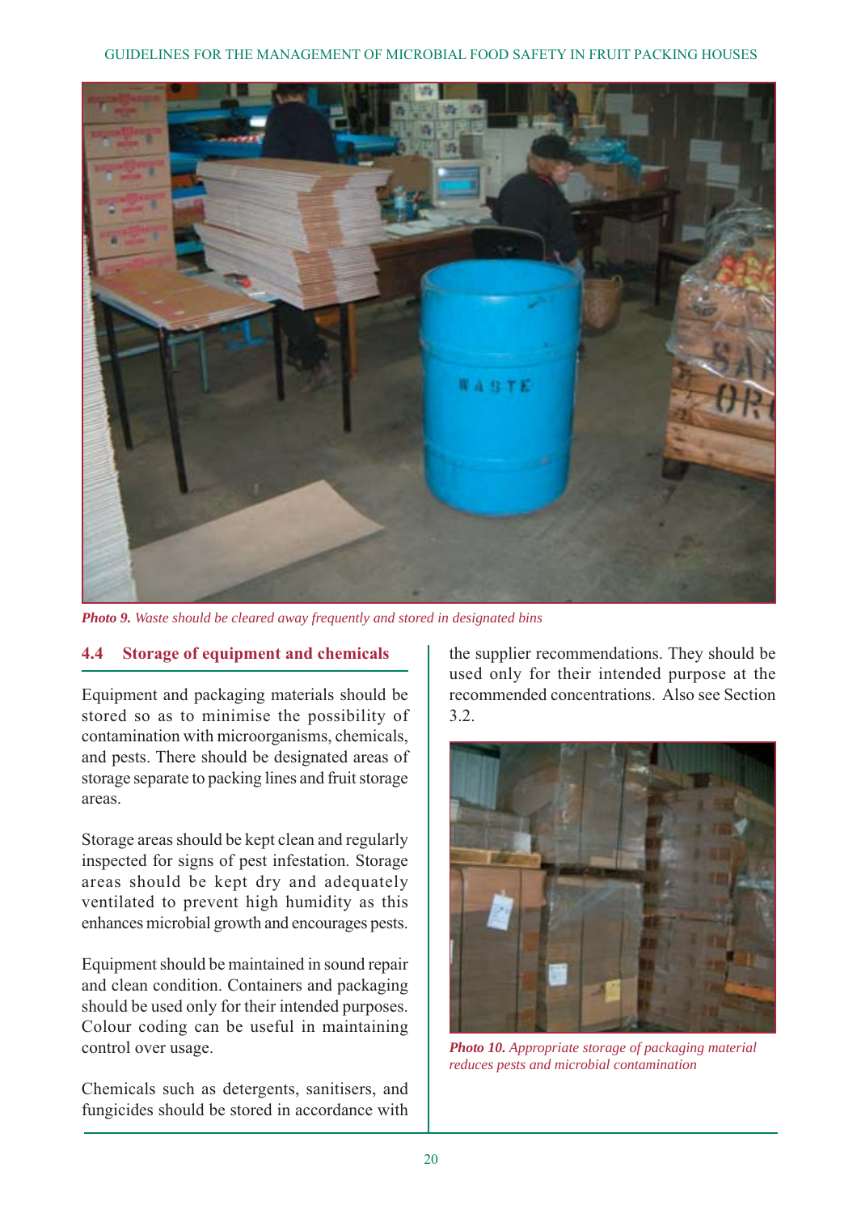*Photo 9. Waste should be cleared away frequently and stored in designated bins*

## 4.4 Storage of equipment and chemicals

Equipment and packaging materials should be stored so as to minimise the possibility of contamination with microorganisms, chemicals, and pests. There should be designated areas of storage separate to packing lines and fruit storage areas.

Storage areas should be kept clean and regularly inspected for signs of pest infestation. Storage areas should be kept dry and adequately ventilated to prevent high humidity as this enhances microbial growth and encourages pests.

Equipment should be maintained in sound repair and clean condition. Containers and packaging should be used only for their intended purposes. Colour coding can be useful in maintaining control over usage.

Chemicals such as detergents, sanitisers, and fungicides should be stored in accordance with the supplier recommendations. They should be used only for their intended purpose at the recommended concentrations. Also see Section 3.2.

*Photo 10. Appropriate storage of packaging material reduces pests and microbial contamination*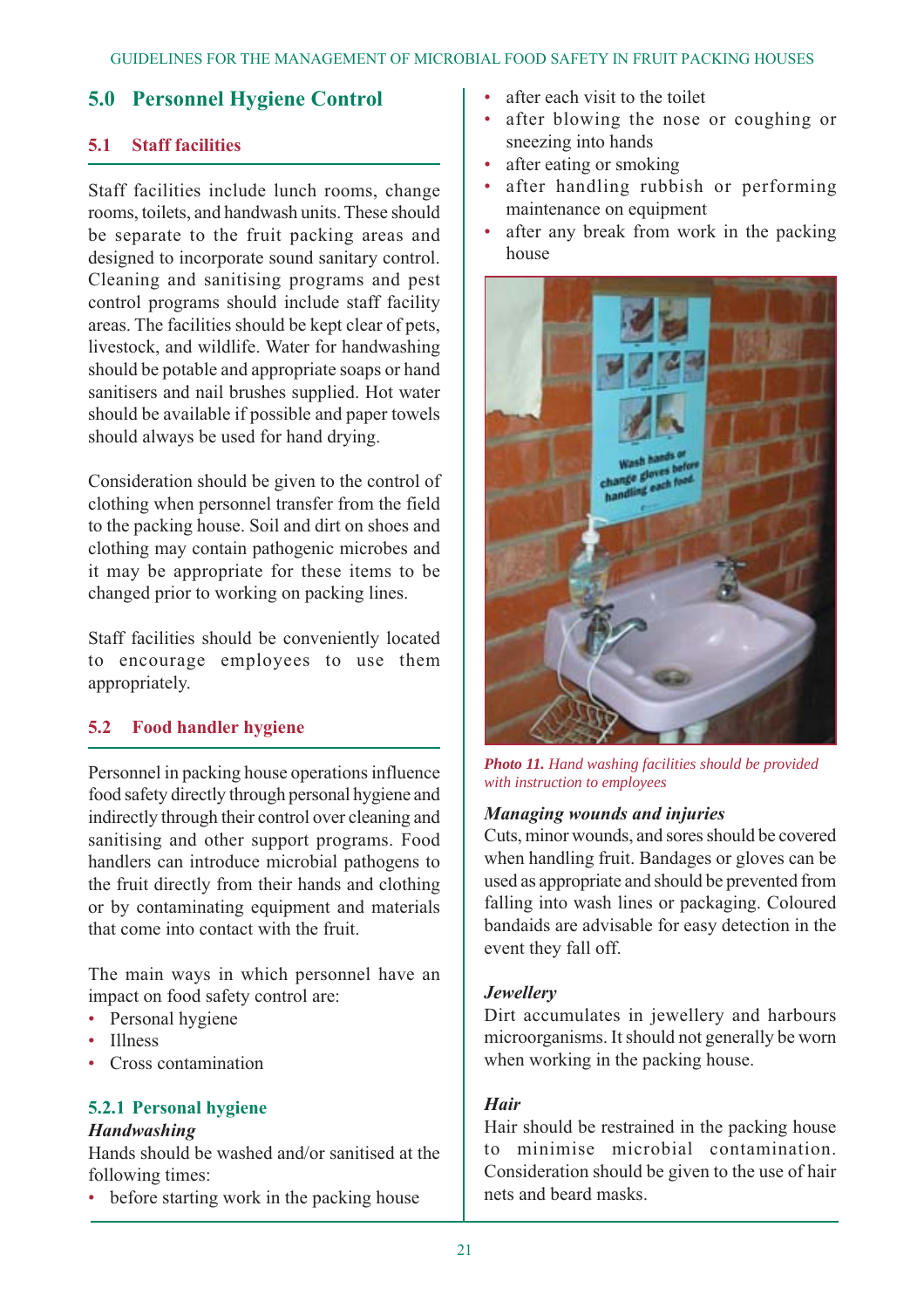## 5.0 Personnel Hygiene Control

### 5.1 Staff facilities

Staff facilities include lunch rooms, change rooms, toilets, and handwash units. These should be separate to the fruit packing areas and designed to incorporate sound sanitary control. Cleaning and sanitising programs and pest control programs should include staff facility areas. The facilities should be kept clear of pets, livestock, and wildlife. Water for handwashing should be potable and appropriate soaps or hand sanitisers and nail brushes supplied. Hot water should be available if possible and paper towels should always be used for hand drying.

Consideration should be given to the control of clothing when personnel transfer from the field to the packing house. Soil and dirt on shoes and clothing may contain pathogenic microbes and it may be appropriate for these items to be changed prior to working on packing lines.

Staff facilities should be conveniently located to encourage employees to use them appropriately.

### 5.2 Food handler hygiene

Personnel in packing house operations influence food safety directly through personal hygiene and indirectly through their control over cleaning and sanitising and other support programs. Food handlers can introduce microbial pathogens to the fruit directly from their hands and clothing or by contaminating equipment and materials that come into contact with the fruit.

The main ways in which personnel have an impact on food safety control are:

- Personal hygiene
- Illness
- Cross contamination

#### 5.2.1 Personal hygiene

***Handwashing***

Hands should be washed and/or sanitised at the following times:

- before starting work in the packing house
- after each visit to the toilet
- after blowing the nose or coughing or sneezing into hands
- after eating or smoking
- after handling rubbish or performing maintenance on equipment
- after any break from work in the packing house

***Photo 11.*** *Hand washing facilities should be provided with instruction to employees*

***Managing wounds and injuries***

Cuts, minor wounds, and sores should be covered when handling fruit. Bandages or gloves can be used as appropriate and should be prevented from falling into wash lines or packaging. Coloured bandaids are advisable for easy detection in the event they fall off.

***Jewellery***

Dirt accumulates in jewellery and harbours microorganisms. It should not generally be worn when working in the packing house.

***Hair***

Hair should be restrained in the packing house to minimise microbial contamination. Consideration should be given to the use of hair nets and beard masks.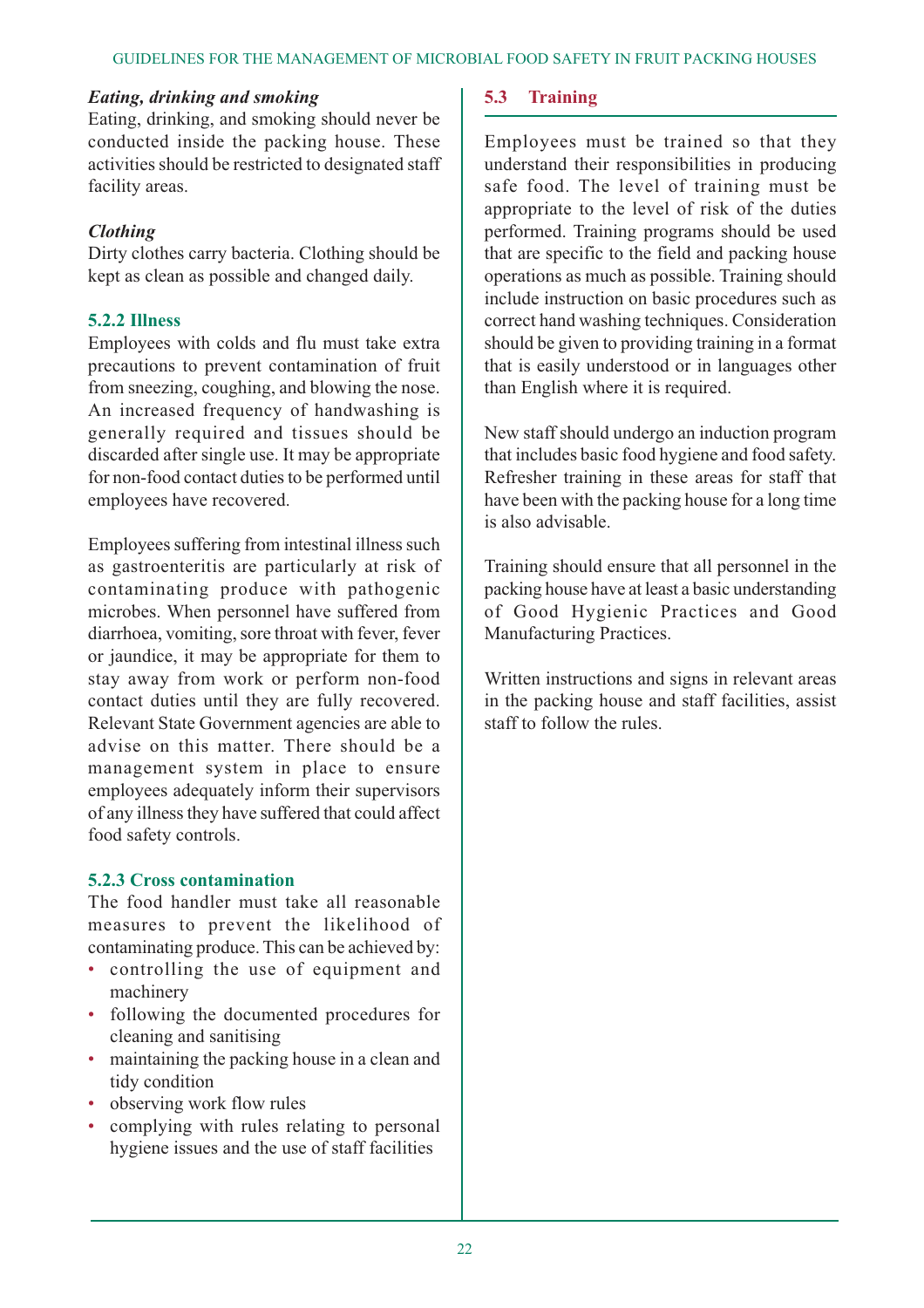#### *Eating, drinking and smoking*

Eating, drinking, and smoking should never be conducted inside the packing house. These activities should be restricted to designated staff facility areas.

#### *Clothing*

Dirty clothes carry bacteria. Clothing should be kept as clean as possible and changed daily.

### 5.2.2 Illness

Employees with colds and flu must take extra precautions to prevent contamination of fruit from sneezing, coughing, and blowing the nose. An increased frequency of handwashing is generally required and tissues should be discarded after single use. It may be appropriate for non-food contact duties to be performed until employees have recovered.

Employees suffering from intestinal illness such as gastroenteritis are particularly at risk of contaminating produce with pathogenic microbes. When personnel have suffered from diarrhoea, vomiting, sore throat with fever, fever or jaundice, it may be appropriate for them to stay away from work or perform non-food contact duties until they are fully recovered. Relevant State Government agencies are able to advise on this matter. There should be a management system in place to ensure employees adequately inform their supervisors of any illness they have suffered that could affect food safety controls.

### 5.2.3 Cross contamination

The food handler must take all reasonable measures to prevent the likelihood of contaminating produce. This can be achieved by:

- controlling the use of equipment and machinery
- following the documented procedures for cleaning and sanitising
- maintaining the packing house in a clean and tidy condition
- observing work flow rules
- complying with rules relating to personal hygiene issues and the use of staff facilities

## 5.3 Training

Employees must be trained so that they understand their responsibilities in producing safe food. The level of training must be appropriate to the level of risk of the duties performed. Training programs should be used that are specific to the field and packing house operations as much as possible. Training should include instruction on basic procedures such as correct hand washing techniques. Consideration should be given to providing training in a format that is easily understood or in languages other than English where it is required.

New staff should undergo an induction program that includes basic food hygiene and food safety. Refresher training in these areas for staff that have been with the packing house for a long time is also advisable.

Training should ensure that all personnel in the packing house have at least a basic understanding of Good Hygienic Practices and Good Manufacturing Practices.

Written instructions and signs in relevant areas in the packing house and staff facilities, assist staff to follow the rules.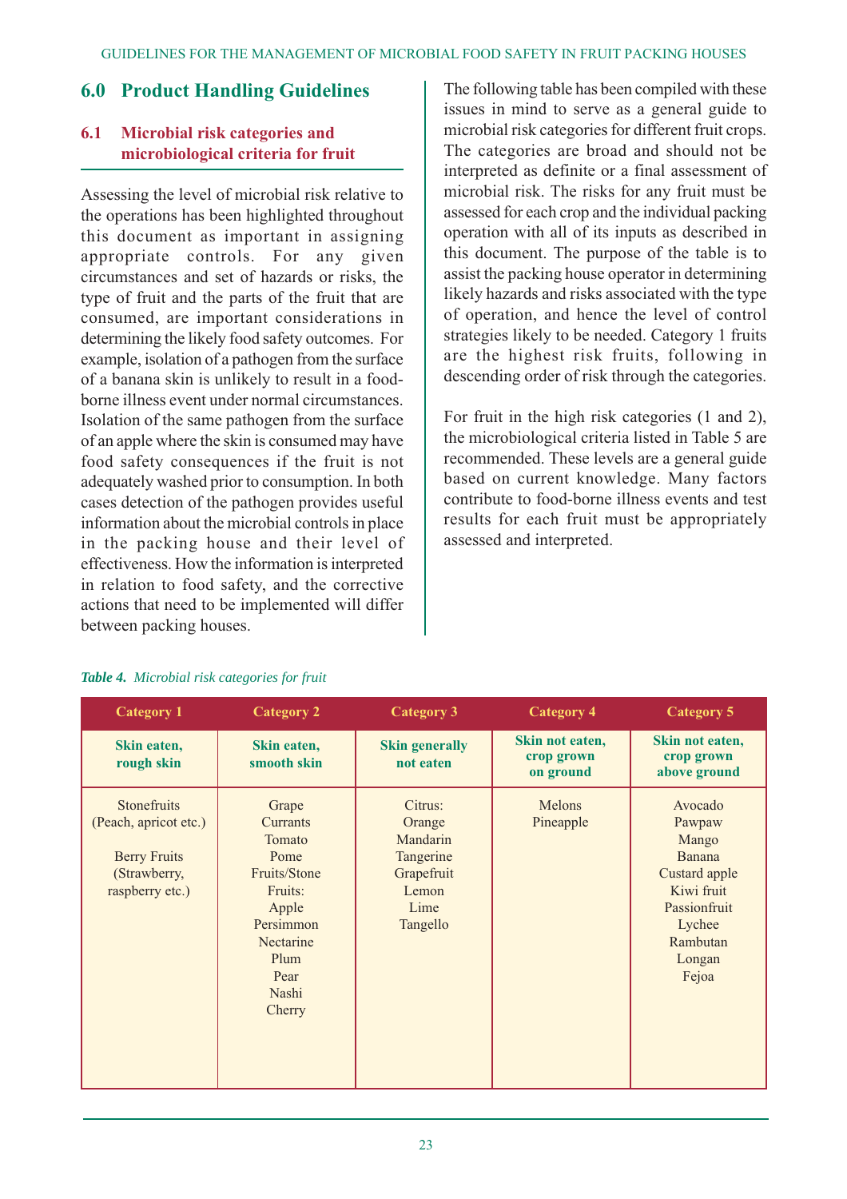## 6.0 Product Handling Guidelines

### 6.1 Microbial risk categories and microbiological criteria for fruit

Assessing the level of microbial risk relative to the operations has been highlighted throughout this document as important in assigning appropriate controls. For any given circumstances and set of hazards or risks, the type of fruit and the parts of the fruit that are consumed, are important considerations in determining the likely food safety outcomes. For example, isolation of a pathogen from the surface of a banana skin is unlikely to result in a food-borne illness event under normal circumstances. Isolation of the same pathogen from the surface of an apple where the skin is consumed may have food safety consequences if the fruit is not adequately washed prior to consumption. In both cases detection of the pathogen provides useful information about the microbial controls in place in the packing house and their level of effectiveness. How the information is interpreted in relation to food safety, and the corrective actions that need to be implemented will differ between packing houses.

The following table has been compiled with these issues in mind to serve as a general guide to microbial risk categories for different fruit crops. The categories are broad and should not be interpreted as definite or a final assessment of microbial risk. The risks for any fruit must be assessed for each crop and the individual packing operation with all of its inputs as described in this document. The purpose of the table is to assist the packing house operator in determining likely hazards and risks associated with the type of operation, and hence the level of control strategies likely to be needed. Category 1 fruits are the highest risk fruits, following in descending order of risk through the categories.

For fruit in the high risk categories (1 and 2), the microbiological criteria listed in Table 5 are recommended. These levels are a general guide based on current knowledge. Many factors contribute to food-borne illness events and test results for each fruit must be appropriately assessed and interpreted.

*Table 4. Microbial risk categories for fruit*

| Category 1 | Category 2 | Category 3 | Category 4 | Category 5 |
|---|---|---|---|---|
| **Skin eaten, rough skin** | **Skin eaten, smooth skin** | **Skin generally not eaten** | **Skin not eaten, crop grown on ground** | **Skin not eaten, crop grown above ground** |
| Stonefruits (Peach, apricot etc.)<br><br>Berry Fruits (Strawberry, raspberry etc.) | Grape<br>Currants<br>Tomato<br>Pome Fruits/Stone Fruits:<br>Apple<br>Persimmon<br>Nectarine<br>Plum<br>Pear<br>Nashi<br>Cherry | Citrus:<br>Orange<br>Mandarin<br>Tangerine<br>Grapefruit<br>Lemon<br>Lime<br>Tangello | Melons<br>Pineapple | Avocado<br>Pawpaw<br>Mango<br>Banana<br>Custard apple<br>Kiwi fruit<br>Passionfruit<br>Lychee<br>Rambutan<br>Longan<br>Fejoa |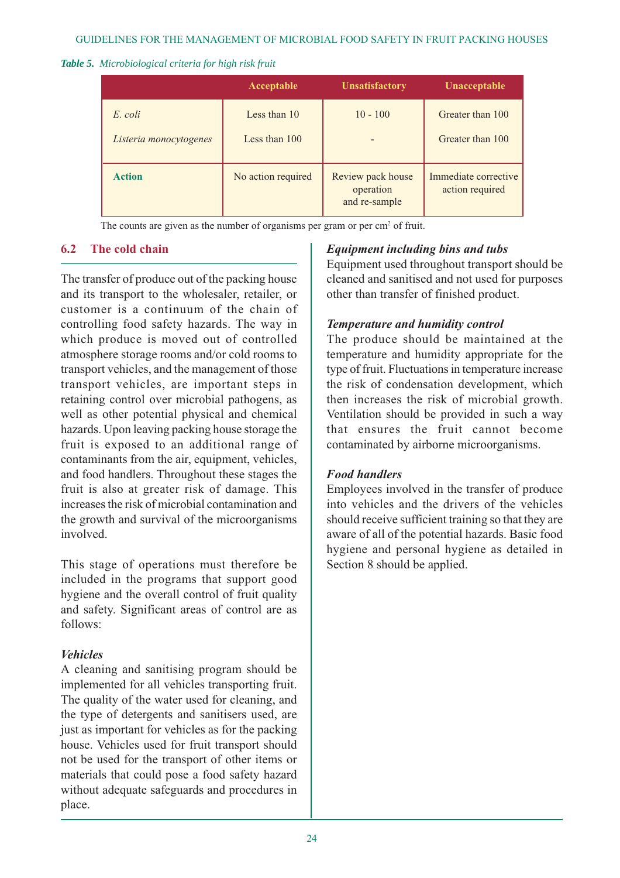*Table 5. Microbiological criteria for high risk fruit*

| | Acceptable | Unsatisfactory | Unacceptable |
|---|---|---|---|
| *E. coli* | Less than 10 | 10 - 100 | Greater than 100 |
| *Listeria monocytogenes* | Less than 100 | - | Greater than 100 |
| **Action** | No action required | Review pack house operation and re-sample | Immediate corrective action required |

The counts are given as the number of organisms per gram or per $cm^2$ of fruit.

## 6.2 The cold chain

The transfer of produce out of the packing house and its transport to the wholesaler, retailer, or customer is a continuum of the chain of controlling food safety hazards. The way in which produce is moved out of controlled atmosphere storage rooms and/or cold rooms to transport vehicles, and the management of those transport vehicles, are important steps in retaining control over microbial pathogens, as well as other potential physical and chemical hazards. Upon leaving packing house storage the fruit is exposed to an additional range of contaminants from the air, equipment, vehicles, and food handlers. Throughout these stages the fruit is also at greater risk of damage. This increases the risk of microbial contamination and the growth and survival of the microorganisms involved.

This stage of operations must therefore be included in the programs that support good hygiene and the overall control of fruit quality and safety. Significant areas of control are as follows:

***Vehicles***

A cleaning and sanitising program should be implemented for all vehicles transporting fruit. The quality of the water used for cleaning, and the type of detergents and sanitisers used, are just as important for vehicles as for the packing house. Vehicles used for fruit transport should not be used for the transport of other items or materials that could pose a food safety hazard without adequate safeguards and procedures in place.

***Equipment including bins and tubs***

Equipment used throughout transport should be cleaned and sanitised and not used for purposes other than transfer of finished product.

***Temperature and humidity control***

The produce should be maintained at the temperature and humidity appropriate for the type of fruit. Fluctuations in temperature increase the risk of condensation development, which then increases the risk of microbial growth. Ventilation should be provided in such a way that ensures the fruit cannot become contaminated by airborne microorganisms.

***Food handlers***

Employees involved in the transfer of produce into vehicles and the drivers of the vehicles should receive sufficient training so that they are aware of all of the potential hazards. Basic food hygiene and personal hygiene as detailed in Section 8 should be applied.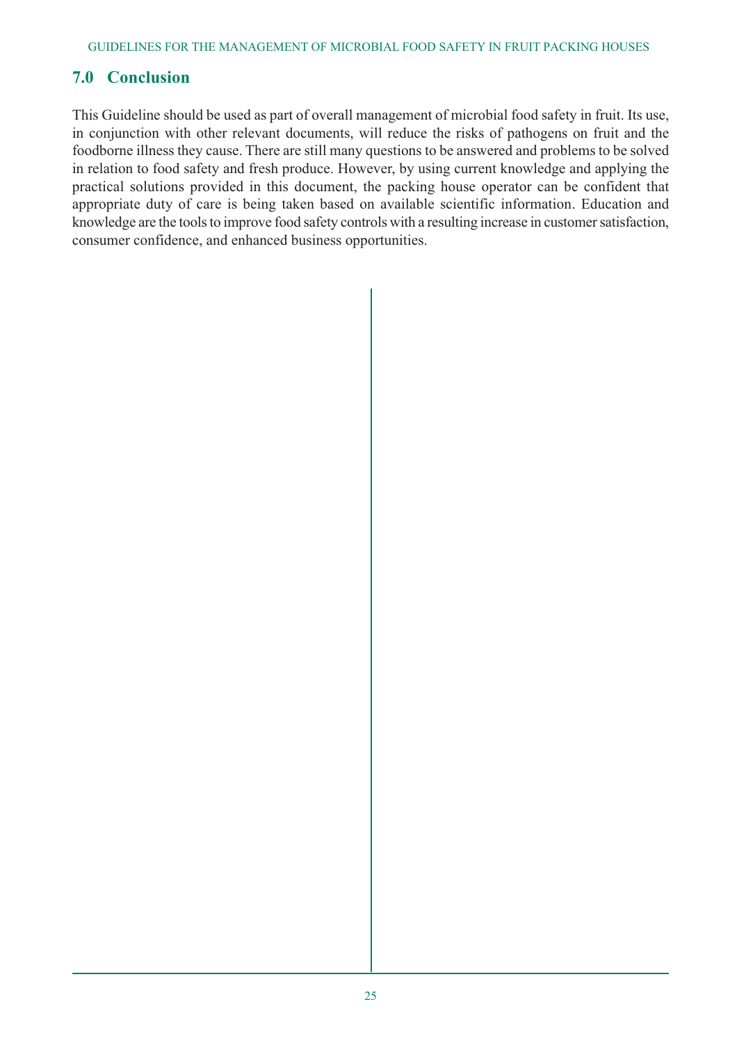## 7.0 Conclusion

This Guideline should be used as part of overall management of microbial food safety in fruit. Its use, in conjunction with other relevant documents, will reduce the risks of pathogens on fruit and the foodborne illness they cause. There are still many questions to be answered and problems to be solved in relation to food safety and fresh produce. However, by using current knowledge and applying the practical solutions provided in this document, the packing house operator can be confident that appropriate duty of care is being taken based on available scientific information. Education and knowledge are the tools to improve food safety controls with a resulting increase in customer satisfaction, consumer confidence, and enhanced business opportunities.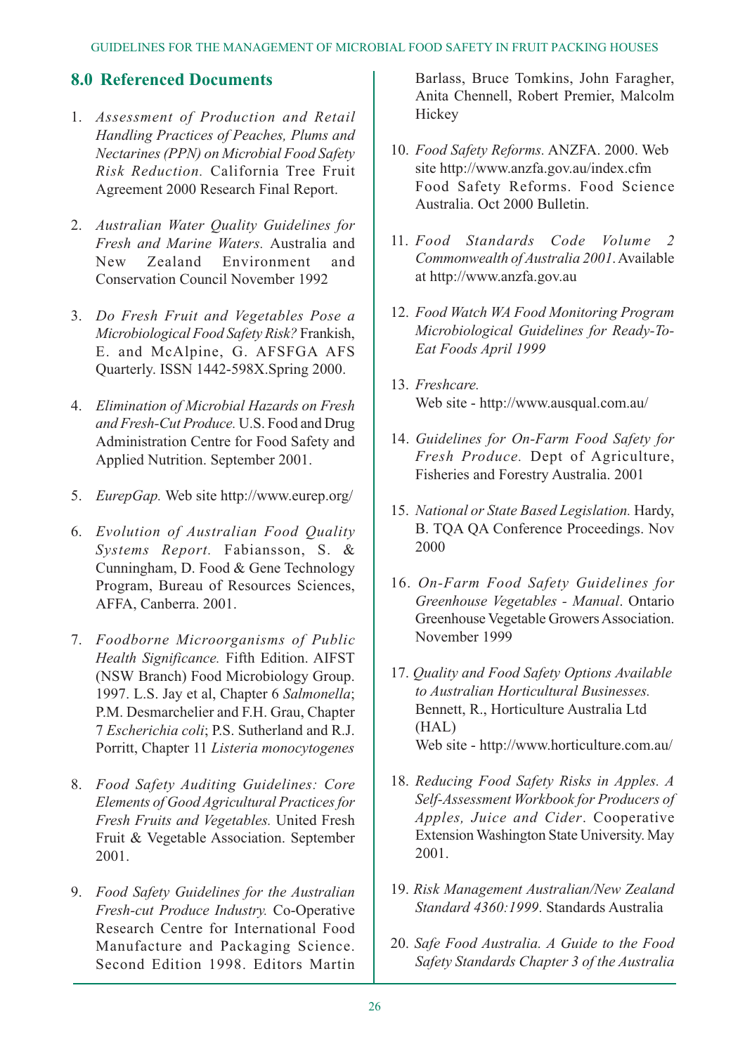## 8.0 Referenced Documents

1. *Assessment of Production and Retail Handling Practices of Peaches, Plums and Nectarines (PPN) on Microbial Food Safety Risk Reduction.* California Tree Fruit Agreement 2000 Research Final Report.

2. *Australian Water Quality Guidelines for Fresh and Marine Waters.* Australia and New Zealand Environment and Conservation Council November 1992

3. *Do Fresh Fruit and Vegetables Pose a Microbiological Food Safety Risk?* Frankish, E. and McAlpine, G. AFSFGA AFS Quarterly. ISSN 1442-598X.Spring 2000.

4. *Elimination of Microbial Hazards on Fresh and Fresh-Cut Produce.* U.S. Food and Drug Administration Centre for Food Safety and Applied Nutrition. September 2001.

5. *EurepGap.* Web site http://www.eurep.org/

6. *Evolution of Australian Food Quality Systems Report.* Fabiansson, S. & Cunningham, D. Food & Gene Technology Program, Bureau of Resources Sciences, AFFA, Canberra. 2001.

7. *Foodborne Microorganisms of Public Health Significance.* Fifth Edition. AIFST (NSW Branch) Food Microbiology Group. 1997. L.S. Jay et al, Chapter 6 *Salmonella*; P.M. Desmarchelier and F.H. Grau, Chapter 7 *Escherichia coli*; P.S. Sutherland and R.J. Porritt, Chapter 11 *Listeria monocytogenes*

8. *Food Safety Auditing Guidelines: Core Elements of Good Agricultural Practices for Fresh Fruits and Vegetables.* United Fresh Fruit & Vegetable Association. September 2001.

9. *Food Safety Guidelines for the Australian Fresh-cut Produce Industry.* Co-Operative Research Centre for International Food Manufacture and Packaging Science. Second Edition 1998. Editors Martin Barlass, Bruce Tomkins, John Faragher, Anita Chennell, Robert Premier, Malcolm Hickey

10. *Food Safety Reforms.* ANZFA. 2000. Web site http://www.anzfa.gov.au/index.cfm Food Safety Reforms. Food Science Australia. Oct 2000 Bulletin.

11. *Food Standards Code Volume 2 Commonwealth of Australia 2001.* Available at http://www.anzfa.gov.au

12. *Food Watch WA Food Monitoring Program Microbiological Guidelines for Ready-To-Eat Foods April 1999*

13. *Freshcare.*
    Web site - http://www.ausqual.com.au/

14. *Guidelines for On-Farm Food Safety for Fresh Produce.* Dept of Agriculture, Fisheries and Forestry Australia. 2001

15. *National or State Based Legislation.* Hardy, B. TQA QA Conference Proceedings. Nov 2000

16. *On-Farm Food Safety Guidelines for Greenhouse Vegetables - Manual*. Ontario Greenhouse Vegetable Growers Association. November 1999

17. *Quality and Food Safety Options Available to Australian Horticultural Businesses.* Bennett, R., Horticulture Australia Ltd (HAL)
    Web site - http://www.horticulture.com.au/

18. *Reducing Food Safety Risks in Apples. A Self-Assessment Workbook for Producers of Apples, Juice and Cider*. Cooperative Extension Washington State University. May 2001.

19. *Risk Management Australian/New Zealand Standard 4360:1999*. Standards Australia

20. *Safe Food Australia. A Guide to the Food Safety Standards Chapter 3 of the Australia*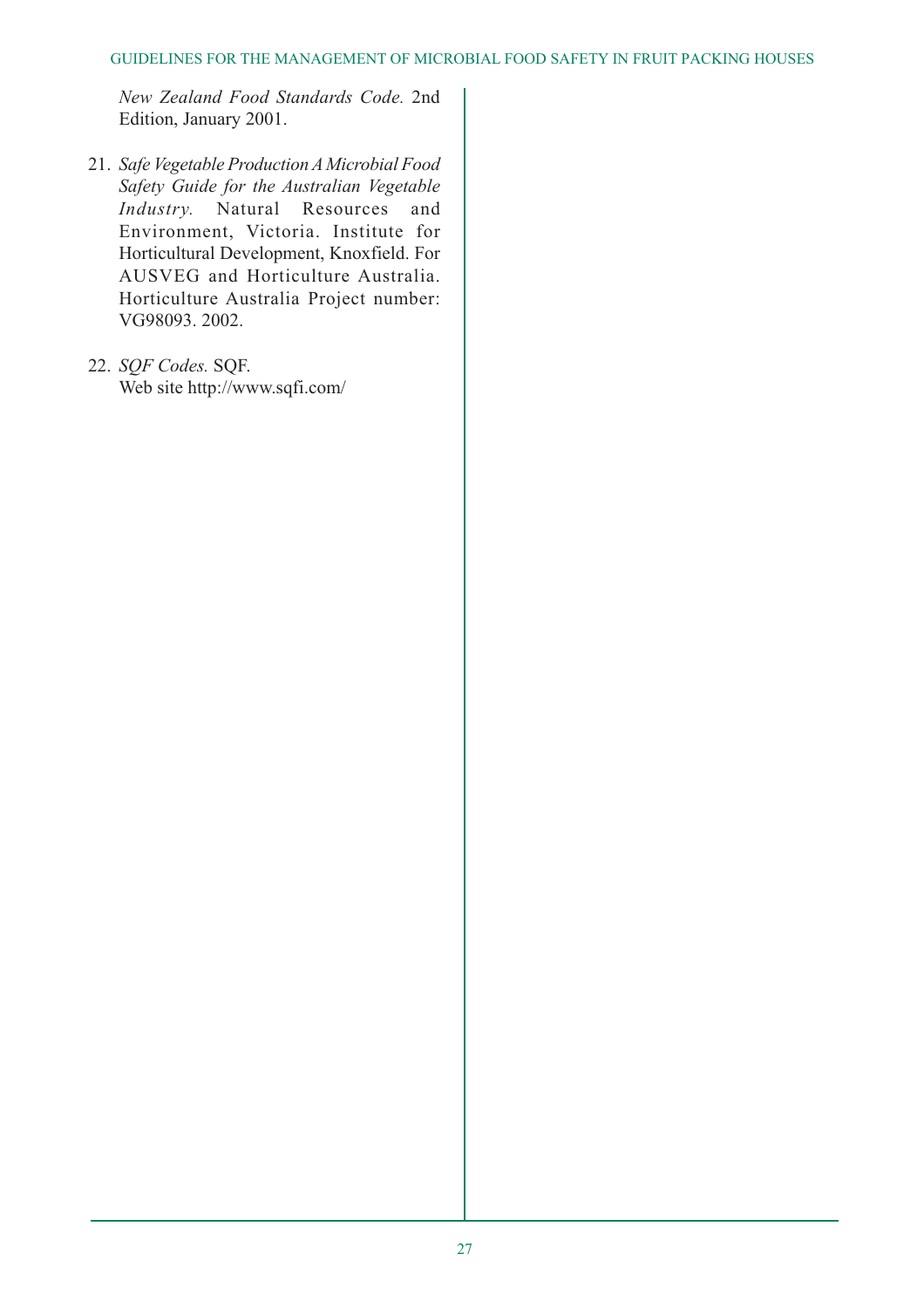*New Zealand Food Standards Code.* 2nd Edition, January 2001.

21. *Safe Vegetable Production A Microbial Food Safety Guide for the Australian Vegetable Industry.* Natural Resources and Environment, Victoria. Institute for Horticultural Development, Knoxfield. For AUSVEG and Horticulture Australia. Horticulture Australia Project number: VG98093. 2002.

22. *SQF Codes.* SQF.
    Web site http://www.sqfi.com/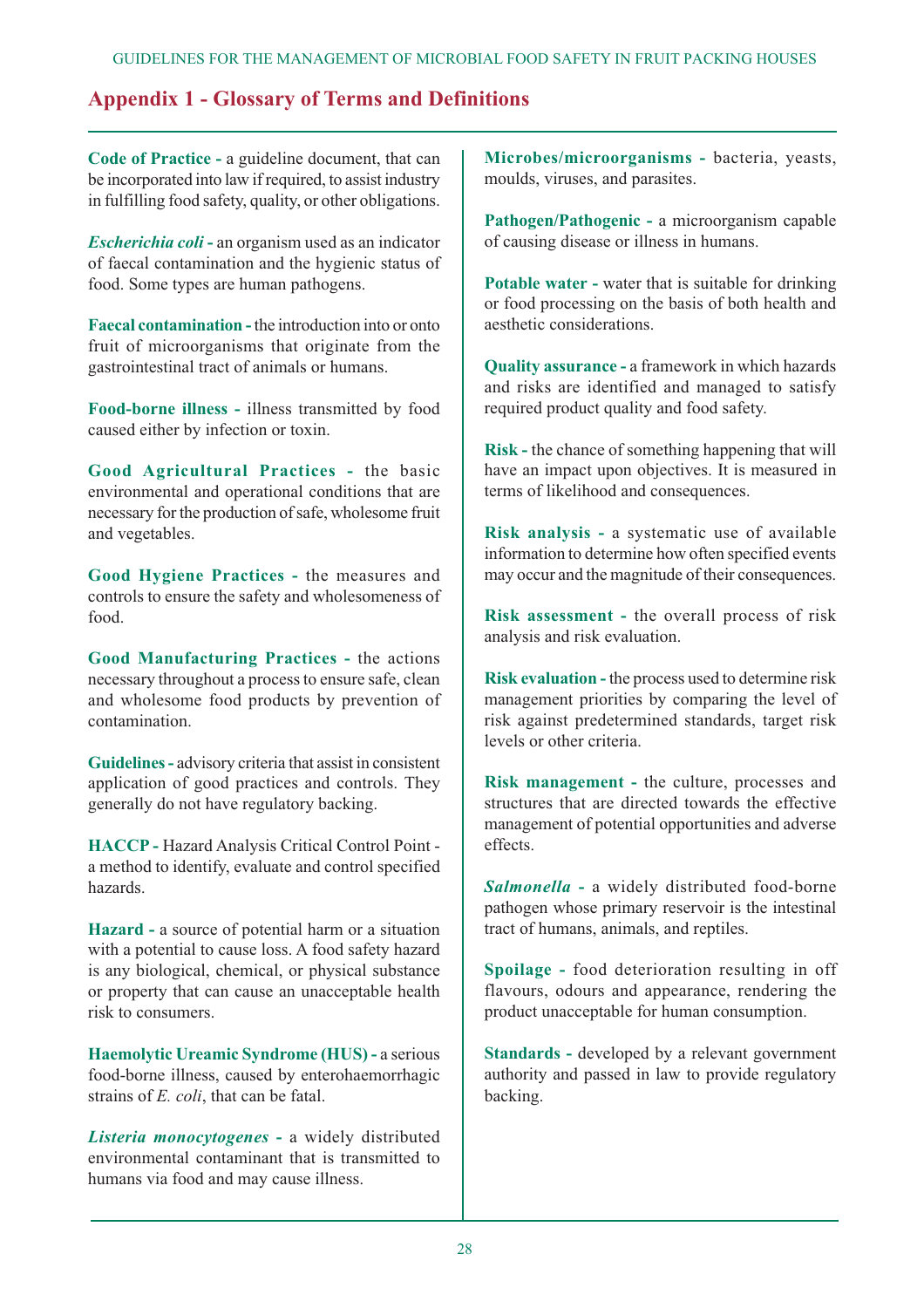## Appendix 1 - Glossary of Terms and Definitions

**Code of Practice -** a guideline document, that can be incorporated into law if required, to assist industry in fulfilling food safety, quality, or other obligations.

***Escherichia coli* -** an organism used as an indicator of faecal contamination and the hygienic status of food. Some types are human pathogens.

**Faecal contamination -** the introduction into or onto fruit of microorganisms that originate from the gastrointestinal tract of animals or humans.

**Food-borne illness -** illness transmitted by food caused either by infection or toxin.

**Good Agricultural Practices -** the basic environmental and operational conditions that are necessary for the production of safe, wholesome fruit and vegetables.

**Good Hygiene Practices -** the measures and controls to ensure the safety and wholesomeness of food.

**Good Manufacturing Practices -** the actions necessary throughout a process to ensure safe, clean and wholesome food products by prevention of contamination.

**Guidelines -** advisory criteria that assist in consistent application of good practices and controls. They generally do not have regulatory backing.

**HACCP -** Hazard Analysis Critical Control Point - a method to identify, evaluate and control specified hazards.

**Hazard -** a source of potential harm or a situation with a potential to cause loss. A food safety hazard is any biological, chemical, or physical substance or property that can cause an unacceptable health risk to consumers.

**Haemolytic Ureamic Syndrome (HUS) -** a serious food-borne illness, caused by enterohaemorrhagic strains of *E. coli*, that can be fatal.

***Listeria monocytogenes* -** a widely distributed environmental contaminant that is transmitted to humans via food and may cause illness.

**Microbes/microorganisms -** bacteria, yeasts, moulds, viruses, and parasites.

**Pathogen/Pathogenic -** a microorganism capable of causing disease or illness in humans.

**Potable water -** water that is suitable for drinking or food processing on the basis of both health and aesthetic considerations.

**Quality assurance -** a framework in which hazards and risks are identified and managed to satisfy required product quality and food safety.

**Risk -** the chance of something happening that will have an impact upon objectives. It is measured in terms of likelihood and consequences.

**Risk analysis -** a systematic use of available information to determine how often specified events may occur and the magnitude of their consequences.

**Risk assessment -** the overall process of risk analysis and risk evaluation.

**Risk evaluation -** the process used to determine risk management priorities by comparing the level of risk against predetermined standards, target risk levels or other criteria.

**Risk management -** the culture, processes and structures that are directed towards the effective management of potential opportunities and adverse effects.

***Salmonella* -** a widely distributed food-borne pathogen whose primary reservoir is the intestinal tract of humans, animals, and reptiles.

**Spoilage -** food deterioration resulting in off flavours, odours and appearance, rendering the product unacceptable for human consumption.

**Standards -** developed by a relevant government authority and passed in law to provide regulatory backing.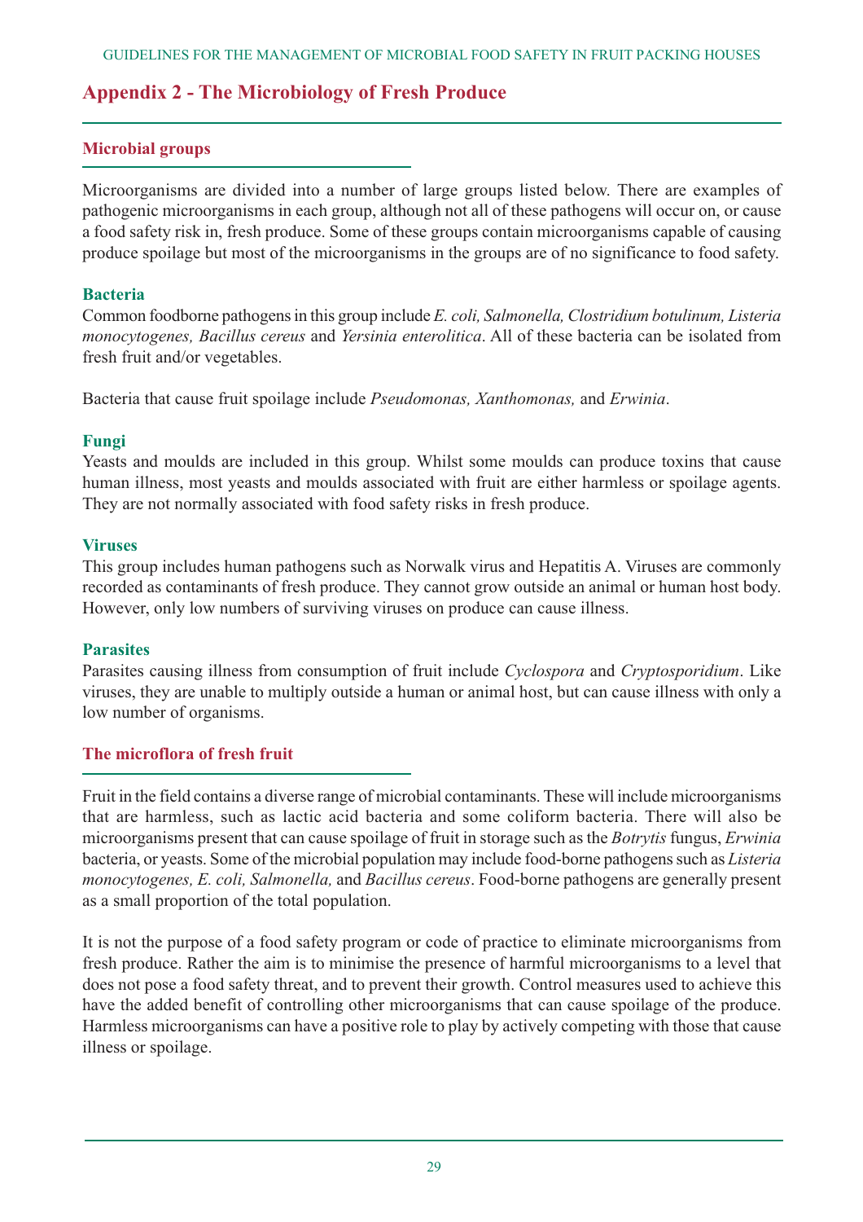## Appendix 2 - The Microbiology of Fresh Produce

### Microbial groups

Microorganisms are divided into a number of large groups listed below. There are examples of pathogenic microorganisms in each group, although not all of these pathogens will occur on, or cause a food safety risk in, fresh produce. Some of these groups contain microorganisms capable of causing produce spoilage but most of the microorganisms in the groups are of no significance to food safety.

#### Bacteria

Common foodborne pathogens in this group include *E. coli, Salmonella, Clostridium botulinum, Listeria monocytogenes, Bacillus cereus* and *Yersinia enterolitica*. All of these bacteria can be isolated from fresh fruit and/or vegetables.

Bacteria that cause fruit spoilage include *Pseudomonas, Xanthomonas,* and *Erwinia*.

#### Fungi

Yeasts and moulds are included in this group. Whilst some moulds can produce toxins that cause human illness, most yeasts and moulds associated with fruit are either harmless or spoilage agents. They are not normally associated with food safety risks in fresh produce.

#### Viruses

This group includes human pathogens such as Norwalk virus and Hepatitis A. Viruses are commonly recorded as contaminants of fresh produce. They cannot grow outside an animal or human host body. However, only low numbers of surviving viruses on produce can cause illness.

#### Parasites

Parasites causing illness from consumption of fruit include *Cyclospora* and *Cryptosporidium*. Like viruses, they are unable to multiply outside a human or animal host, but can cause illness with only a low number of organisms.

### The microflora of fresh fruit

Fruit in the field contains a diverse range of microbial contaminants. These will include microorganisms that are harmless, such as lactic acid bacteria and some coliform bacteria. There will also be microorganisms present that can cause spoilage of fruit in storage such as the *Botrytis* fungus, *Erwinia* bacteria, or yeasts. Some of the microbial population may include food-borne pathogens such as *Listeria monocytogenes, E. coli, Salmonella,* and *Bacillus cereus*. Food-borne pathogens are generally present as a small proportion of the total population.

It is not the purpose of a food safety program or code of practice to eliminate microorganisms from fresh produce. Rather the aim is to minimise the presence of harmful microorganisms to a level that does not pose a food safety threat, and to prevent their growth. Control measures used to achieve this have the added benefit of controlling other microorganisms that can cause spoilage of the produce. Harmless microorganisms can have a positive role to play by actively competing with those that cause illness or spoilage.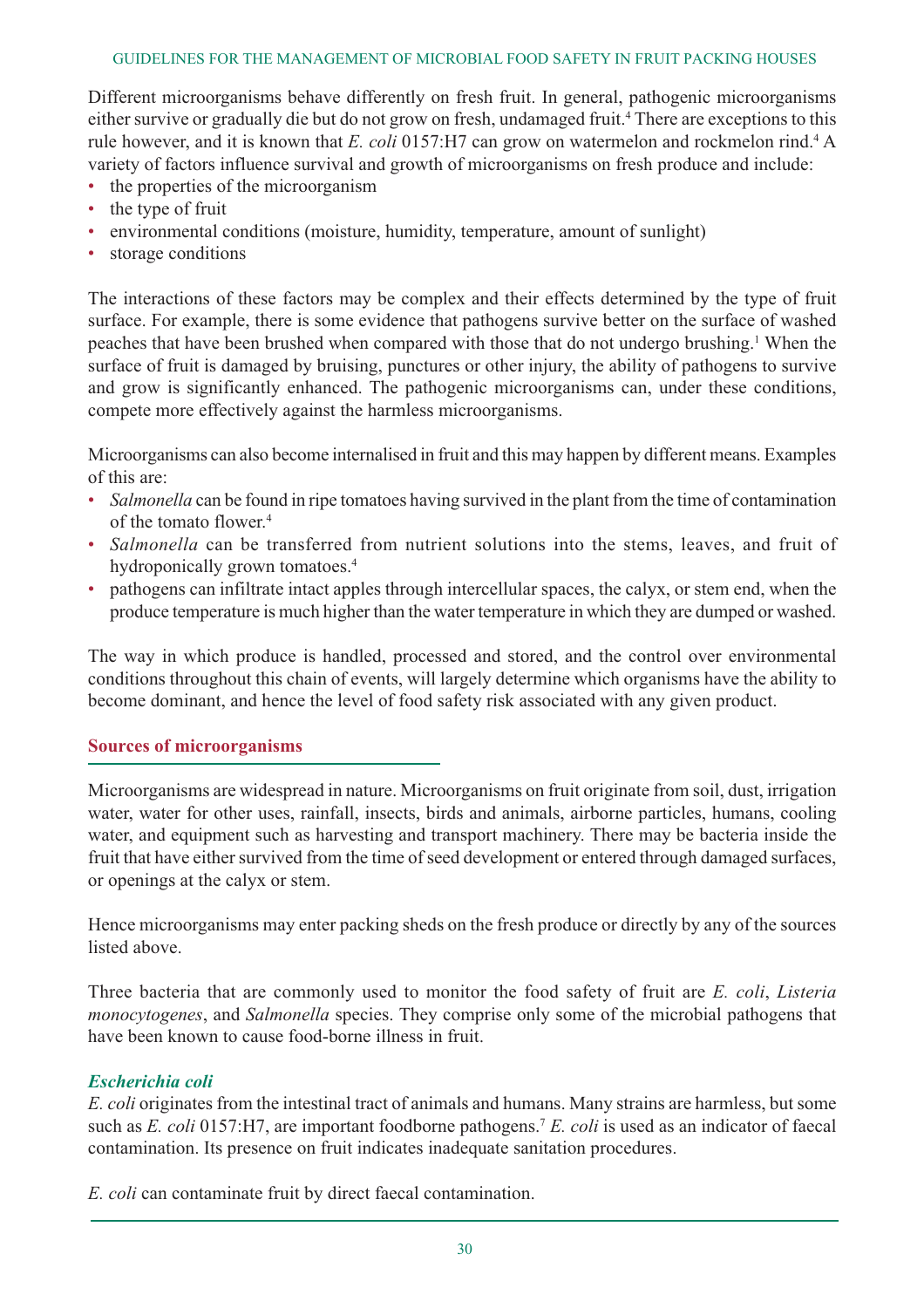Different microorganisms behave differently on fresh fruit. In general, pathogenic microorganisms either survive or gradually die but do not grow on fresh, undamaged fruit.[4] There are exceptions to this rule however, and it is known that *E. coli* 0157:H7 can grow on watermelon and rockmelon rind.[4] A variety of factors influence survival and growth of microorganisms on fresh produce and include:

- the properties of the microorganism
- the type of fruit
- environmental conditions (moisture, humidity, temperature, amount of sunlight)
- storage conditions

The interactions of these factors may be complex and their effects determined by the type of fruit surface. For example, there is some evidence that pathogens survive better on the surface of washed peaches that have been brushed when compared with those that do not undergo brushing.[1] When the surface of fruit is damaged by bruising, punctures or other injury, the ability of pathogens to survive and grow is significantly enhanced. The pathogenic microorganisms can, under these conditions, compete more effectively against the harmless microorganisms.

Microorganisms can also become internalised in fruit and this may happen by different means. Examples of this are:

- *Salmonella* can be found in ripe tomatoes having survived in the plant from the time of contamination of the tomato flower.[4]
- *Salmonella* can be transferred from nutrient solutions into the stems, leaves, and fruit of hydroponically grown tomatoes.[4]
- pathogens can infiltrate intact apples through intercellular spaces, the calyx, or stem end, when the produce temperature is much higher than the water temperature in which they are dumped or washed.

The way in which produce is handled, processed and stored, and the control over environmental conditions throughout this chain of events, will largely determine which organisms have the ability to become dominant, and hence the level of food safety risk associated with any given product.

## Sources of microorganisms

Microorganisms are widespread in nature. Microorganisms on fruit originate from soil, dust, irrigation water, water for other uses, rainfall, insects, birds and animals, airborne particles, humans, cooling water, and equipment such as harvesting and transport machinery. There may be bacteria inside the fruit that have either survived from the time of seed development or entered through damaged surfaces, or openings at the calyx or stem.

Hence microorganisms may enter packing sheds on the fresh produce or directly by any of the sources listed above.

Three bacteria that are commonly used to monitor the food safety of fruit are *E. coli*, *Listeria monocytogenes*, and *Salmonella* species. They comprise only some of the microbial pathogens that have been known to cause food-borne illness in fruit.

### *Escherichia coli*

*E. coli* originates from the intestinal tract of animals and humans. Many strains are harmless, but some such as *E. coli* 0157:H7, are important foodborne pathogens.[7] *E. coli* is used as an indicator of faecal contamination. Its presence on fruit indicates inadequate sanitation procedures.

*E. coli* can contaminate fruit by direct faecal contamination.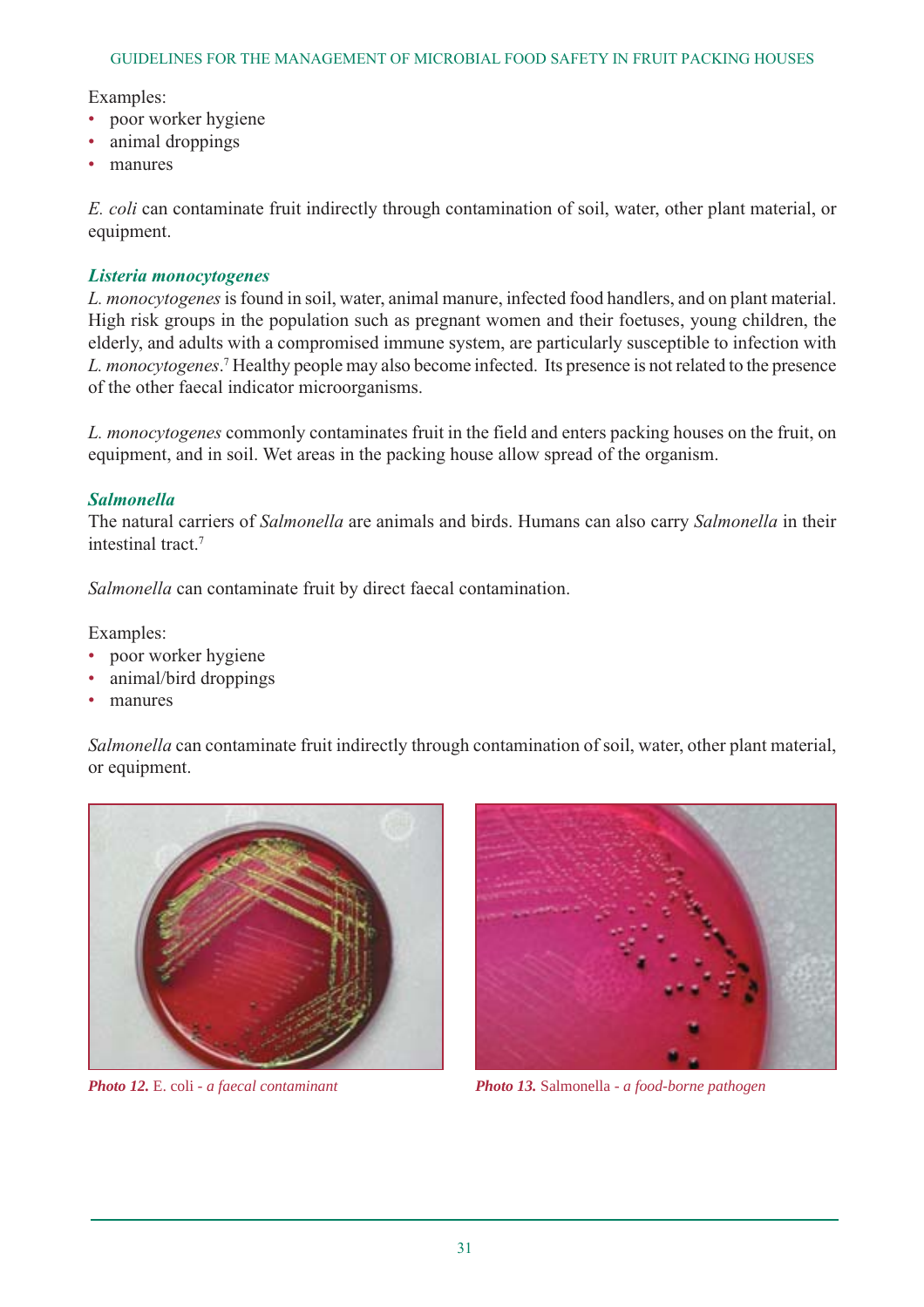Examples:

- poor worker hygiene
- animal droppings
- manures

*E. coli* can contaminate fruit indirectly through contamination of soil, water, other plant material, or equipment.

### *Listeria monocytogenes*

*L. monocytogenes* is found in soil, water, animal manure, infected food handlers, and on plant material. High risk groups in the population such as pregnant women and their foetuses, young children, the elderly, and adults with a compromised immune system, are particularly susceptible to infection with *L. monocytogenes*.[7] Healthy people may also become infected. Its presence is not related to the presence of the other faecal indicator microorganisms.

*L. monocytogenes* commonly contaminates fruit in the field and enters packing houses on the fruit, on equipment, and in soil. Wet areas in the packing house allow spread of the organism.

### *Salmonella*

The natural carriers of *Salmonella* are animals and birds. Humans can also carry *Salmonella* in their intestinal tract.[7]

*Salmonella* can contaminate fruit by direct faecal contamination.

Examples:

- poor worker hygiene
- animal/bird droppings
- manures

*Salmonella* can contaminate fruit indirectly through contamination of soil, water, other plant material, or equipment.

***Photo 12.*** E. coli - *a faecal contaminant*

***Photo 13.*** Salmonella - *a food-borne pathogen*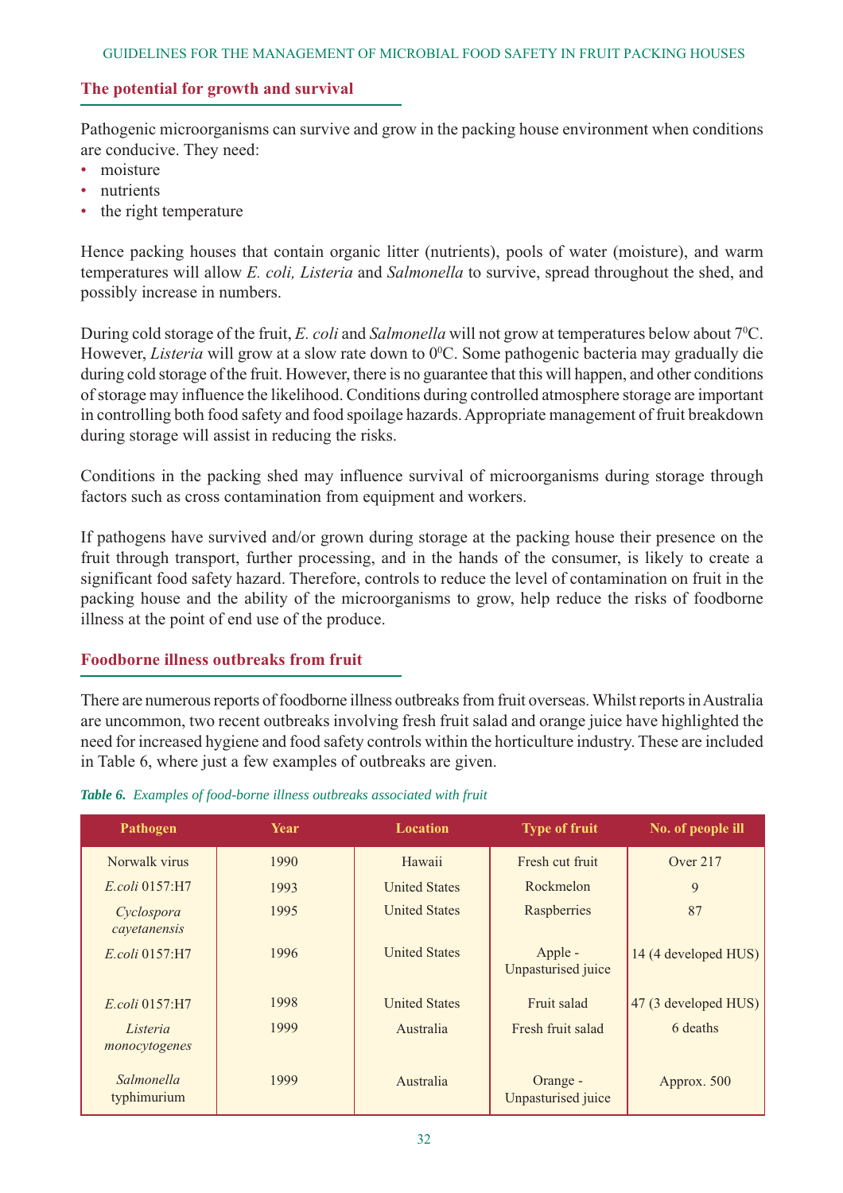## The potential for growth and survival

Pathogenic microorganisms can survive and grow in the packing house environment when conditions are conducive. They need:

- moisture
- nutrients
- the right temperature

Hence packing houses that contain organic litter (nutrients), pools of water (moisture), and warm temperatures will allow *E. coli, Listeria* and *Salmonella* to survive, spread throughout the shed, and possibly increase in numbers.

During cold storage of the fruit, *E. coli* and *Salmonella* will not grow at temperatures below about $7^0$C. However, *Listeria* will grow at a slow rate down to $0^0$C. Some pathogenic bacteria may gradually die during cold storage of the fruit. However, there is no guarantee that this will happen, and other conditions of storage may influence the likelihood. Conditions during controlled atmosphere storage are important in controlling both food safety and food spoilage hazards. Appropriate management of fruit breakdown during storage will assist in reducing the risks.

Conditions in the packing shed may influence survival of microorganisms during storage through factors such as cross contamination from equipment and workers.

If pathogens have survived and/or grown during storage at the packing house their presence on the fruit through transport, further processing, and in the hands of the consumer, is likely to create a significant food safety hazard. Therefore, controls to reduce the level of contamination on fruit in the packing house and the ability of the microorganisms to grow, help reduce the risks of foodborne illness at the point of end use of the produce.

## Foodborne illness outbreaks from fruit

There are numerous reports of foodborne illness outbreaks from fruit overseas. Whilst reports in Australia are uncommon, two recent outbreaks involving fresh fruit salad and orange juice have highlighted the need for increased hygiene and food safety controls within the horticulture industry. These are included in Table 6, where just a few examples of outbreaks are given.

***Table 6.*** *Examples of food-borne illness outbreaks associated with fruit*

| Pathogen | Year | Location | Type of fruit | No. of people ill |
|---|---|---|---|---|
| Norwalk virus | 1990 | Hawaii | Fresh cut fruit | Over 217 |
| *E.coli* 0157:H7 | 1993 | United States | Rockmelon | 9 |
| *Cyclospora cayetanensis* | 1995 | United States | Raspberries | 87 |
| *E.coli* 0157:H7 | 1996 | United States | Apple - Unpasturised juice | 14 (4 developed HUS) |
| *E.coli* 0157:H7 | 1998 | United States | Fruit salad | 47 (3 developed HUS) |
| *Listeria monocytogenes* | 1999 | Australia | Fresh fruit salad | 6 deaths |
| *Salmonella* typhimurium | 1999 | Australia | Orange - Unpasturised juice | Approx. 500 |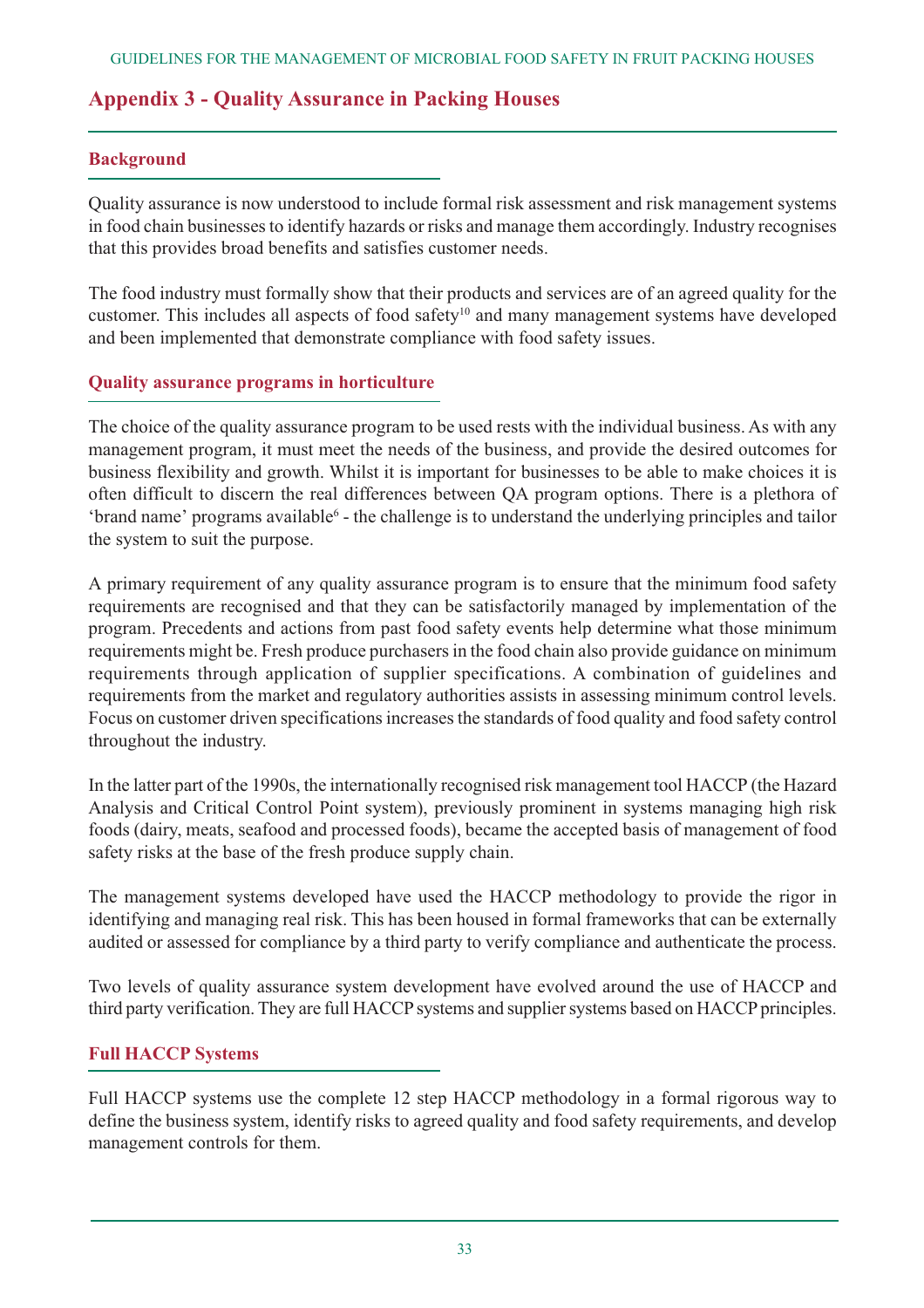## Appendix 3 - Quality Assurance in Packing Houses

### Background

Quality assurance is now understood to include formal risk assessment and risk management systems in food chain businesses to identify hazards or risks and manage them accordingly. Industry recognises that this provides broad benefits and satisfies customer needs.

The food industry must formally show that their products and services are of an agreed quality for the customer. This includes all aspects of food safety[10] and many management systems have developed and been implemented that demonstrate compliance with food safety issues.

### Quality assurance programs in horticulture

The choice of the quality assurance program to be used rests with the individual business. As with any management program, it must meet the needs of the business, and provide the desired outcomes for business flexibility and growth. Whilst it is important for businesses to be able to make choices it is often difficult to discern the real differences between QA program options. There is a plethora of 'brand name' programs available[6] - the challenge is to understand the underlying principles and tailor the system to suit the purpose.

A primary requirement of any quality assurance program is to ensure that the minimum food safety requirements are recognised and that they can be satisfactorily managed by implementation of the program. Precedents and actions from past food safety events help determine what those minimum requirements might be. Fresh produce purchasers in the food chain also provide guidance on minimum requirements through application of supplier specifications. A combination of guidelines and requirements from the market and regulatory authorities assists in assessing minimum control levels. Focus on customer driven specifications increases the standards of food quality and food safety control throughout the industry.

In the latter part of the 1990s, the internationally recognised risk management tool HACCP (the Hazard Analysis and Critical Control Point system), previously prominent in systems managing high risk foods (dairy, meats, seafood and processed foods), became the accepted basis of management of food safety risks at the base of the fresh produce supply chain.

The management systems developed have used the HACCP methodology to provide the rigor in identifying and managing real risk. This has been housed in formal frameworks that can be externally audited or assessed for compliance by a third party to verify compliance and authenticate the process.

Two levels of quality assurance system development have evolved around the use of HACCP and third party verification. They are full HACCP systems and supplier systems based on HACCP principles.

### Full HACCP Systems

Full HACCP systems use the complete 12 step HACCP methodology in a formal rigorous way to define the business system, identify risks to agreed quality and food safety requirements, and develop management controls for them.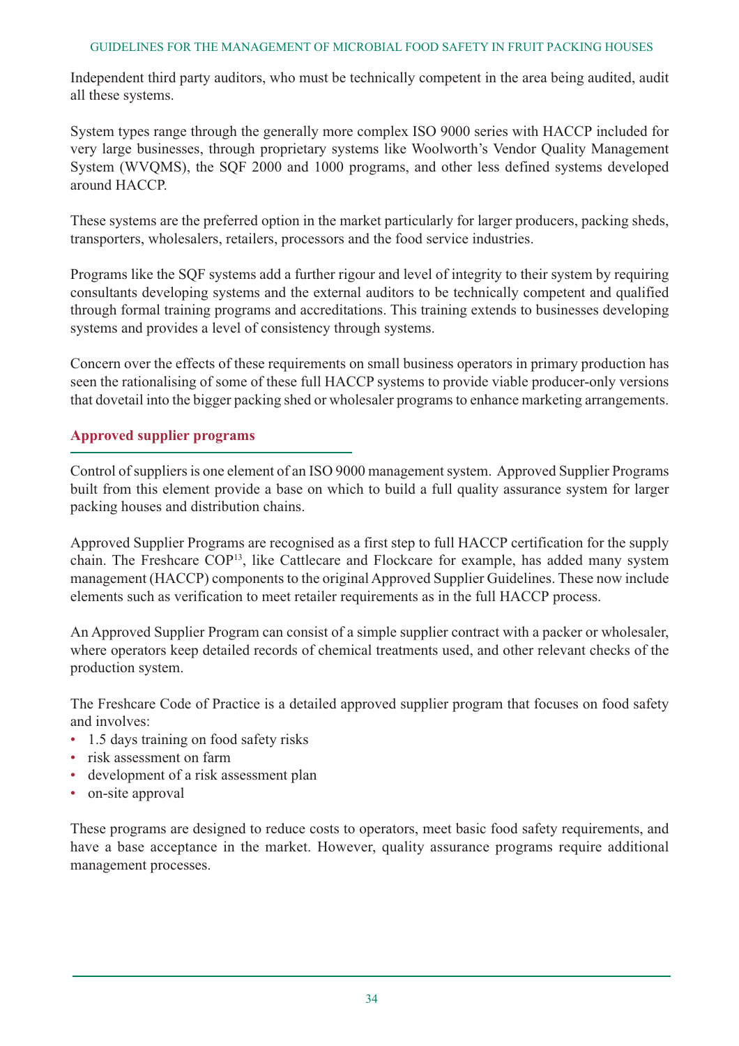Independent third party auditors, who must be technically competent in the area being audited, audit all these systems.

System types range through the generally more complex ISO 9000 series with HACCP included for very large businesses, through proprietary systems like Woolworth's Vendor Quality Management System (WVQMS), the SQF 2000 and 1000 programs, and other less defined systems developed around HACCP.

These systems are the preferred option in the market particularly for larger producers, packing sheds, transporters, wholesalers, retailers, processors and the food service industries.

Programs like the SQF systems add a further rigour and level of integrity to their system by requiring consultants developing systems and the external auditors to be technically competent and qualified through formal training programs and accreditations. This training extends to businesses developing systems and provides a level of consistency through systems.

Concern over the effects of these requirements on small business operators in primary production has seen the rationalising of some of these full HACCP systems to provide viable producer-only versions that dovetail into the bigger packing shed or wholesaler programs to enhance marketing arrangements.

## Approved supplier programs

Control of suppliers is one element of an ISO 9000 management system. Approved Supplier Programs built from this element provide a base on which to build a full quality assurance system for larger packing houses and distribution chains.

Approved Supplier Programs are recognised as a first step to full HACCP certification for the supply chain. The Freshcare COP[13], like Cattlecare and Flockcare for example, has added many system management (HACCP) components to the original Approved Supplier Guidelines. These now include elements such as verification to meet retailer requirements as in the full HACCP process.

An Approved Supplier Program can consist of a simple supplier contract with a packer or wholesaler, where operators keep detailed records of chemical treatments used, and other relevant checks of the production system.

The Freshcare Code of Practice is a detailed approved supplier program that focuses on food safety and involves:

- 1.5 days training on food safety risks
- risk assessment on farm
- development of a risk assessment plan
- on-site approval

These programs are designed to reduce costs to operators, meet basic food safety requirements, and have a base acceptance in the market. However, quality assurance programs require additional management processes.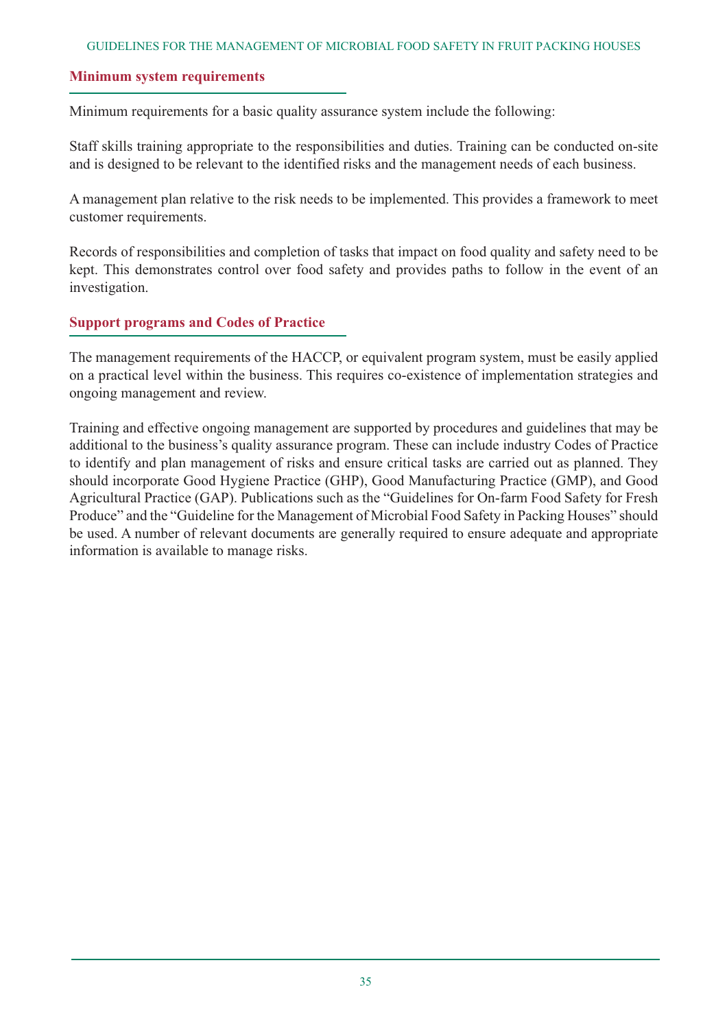## Minimum system requirements

Minimum requirements for a basic quality assurance system include the following:

Staff skills training appropriate to the responsibilities and duties. Training can be conducted on-site and is designed to be relevant to the identified risks and the management needs of each business.

A management plan relative to the risk needs to be implemented. This provides a framework to meet customer requirements.

Records of responsibilities and completion of tasks that impact on food quality and safety need to be kept. This demonstrates control over food safety and provides paths to follow in the event of an investigation.

## Support programs and Codes of Practice

The management requirements of the HACCP, or equivalent program system, must be easily applied on a practical level within the business. This requires co-existence of implementation strategies and ongoing management and review.

Training and effective ongoing management are supported by procedures and guidelines that may be additional to the business's quality assurance program. These can include industry Codes of Practice to identify and plan management of risks and ensure critical tasks are carried out as planned. They should incorporate Good Hygiene Practice (GHP), Good Manufacturing Practice (GMP), and Good Agricultural Practice (GAP). Publications such as the "Guidelines for On-farm Food Safety for Fresh Produce" and the "Guideline for the Management of Microbial Food Safety in Packing Houses" should be used. A number of relevant documents are generally required to ensure adequate and appropriate information is available to manage risks.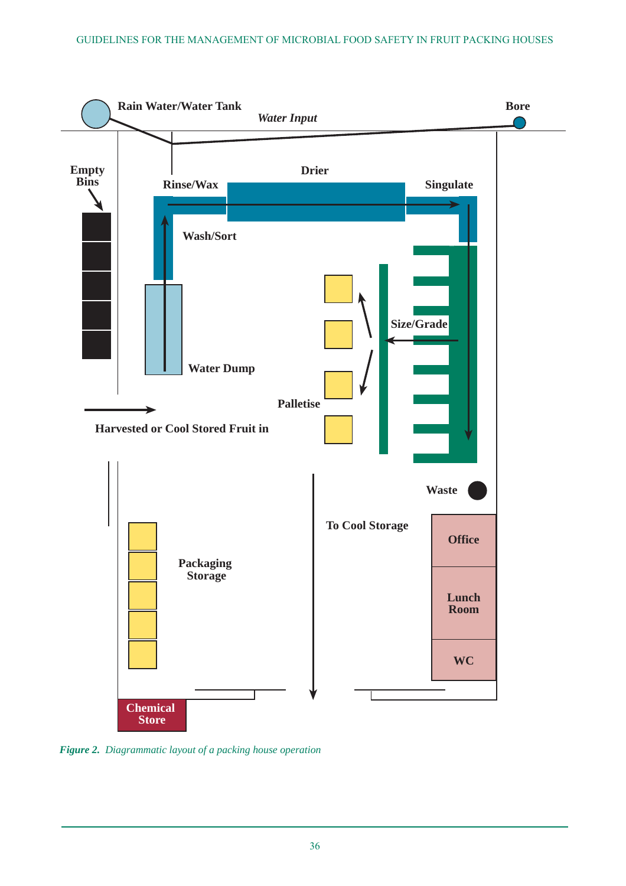Rain Water/Water Tank

Water Input

Bore

Empty Bins

Rinse/Wax

Drier

Singulate

Wash/Sort

Size/Grade

Water Dump

Palletise

Harvested or Cool Stored Fruit in

Waste

To Cool Storage

Office

Packaging Storage

Lunch Room

WC

Chemical Store

*Figure 2. Diagrammatic layout of a packing house operation*